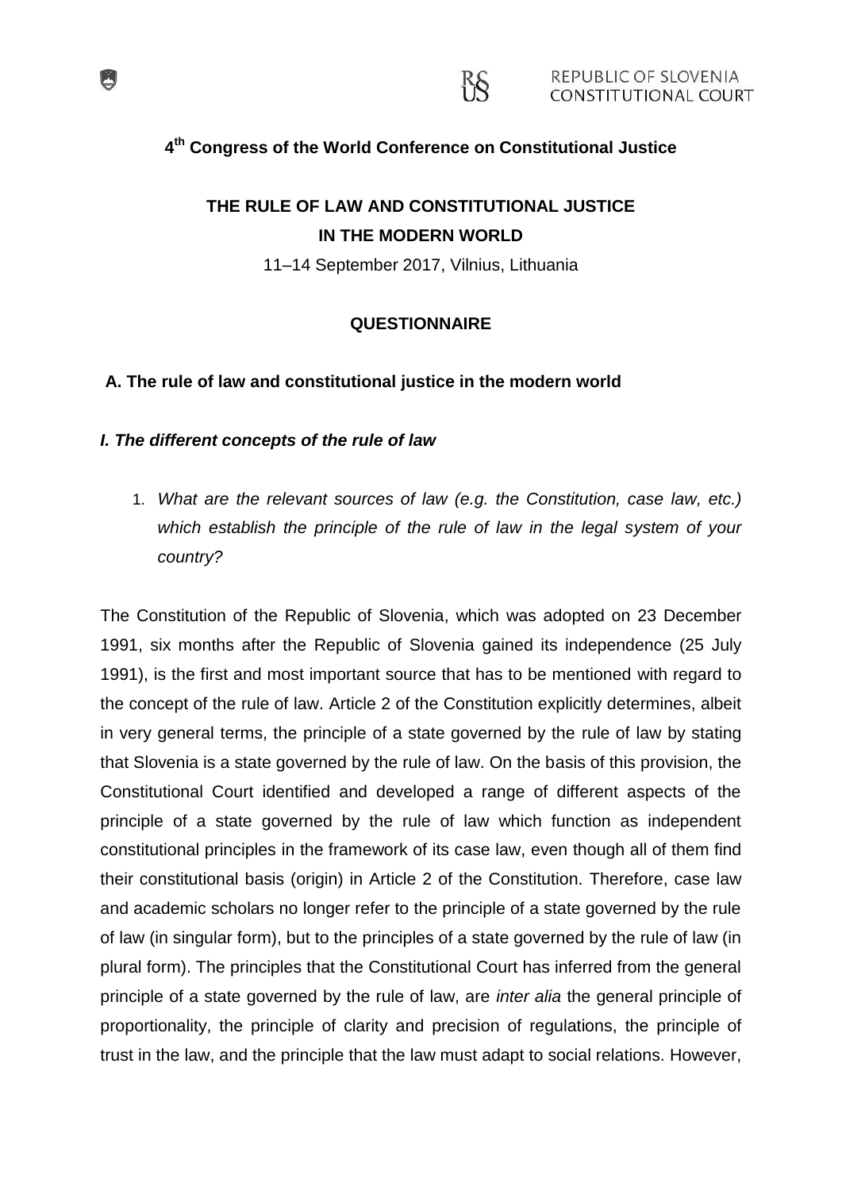4th Congress of the World Conference on Constitutional Justice

# THE RULE OF LAW AND CONSTITUTIONAL JUSTICE IN THE MODERN WORLD

11–14 September 2017, Vilnius, Lithuania

## QUESTIONNAIRE

### A. The rule of law and constitutional justice in the modern world

#### *I. The different concepts of the rule of law*

1. *What are the relevant sources of law (e.g. the Constitution, case law, etc.) which establish the principle of the rule of law in the legal system of your country?*

The Constitution of the Republic of Slovenia, which was adopted on 23 December 1991, six months after the Republic of Slovenia gained its independence (25 July 1991), is the first and most important source that has to be mentioned with regard to the concept of the rule of law. Article 2 of the Constitution explicitly determines, albeit in very general terms, the principle of a state governed by the rule of law by stating that Slovenia is a state governed by the rule of law. On the basis of this provision, the Constitutional Court identified and developed a range of different aspects of the principle of a state governed by the rule of law which function as independent constitutional principles in the framework of its case law, even though all of them find their constitutional basis (origin) in Article 2 of the Constitution. Therefore, case law and academic scholars no longer refer to the principle of a state governed by the rule of law (in singular form), but to the principles of a state governed by the rule of law (in plural form). The principles that the Constitutional Court has inferred from the general principle of a state governed by the rule of law, are *inter alia* the general principle of proportionality, the principle of clarity and precision of regulations, the principle of trust in the law, and the principle that the law must adapt to social relations. However,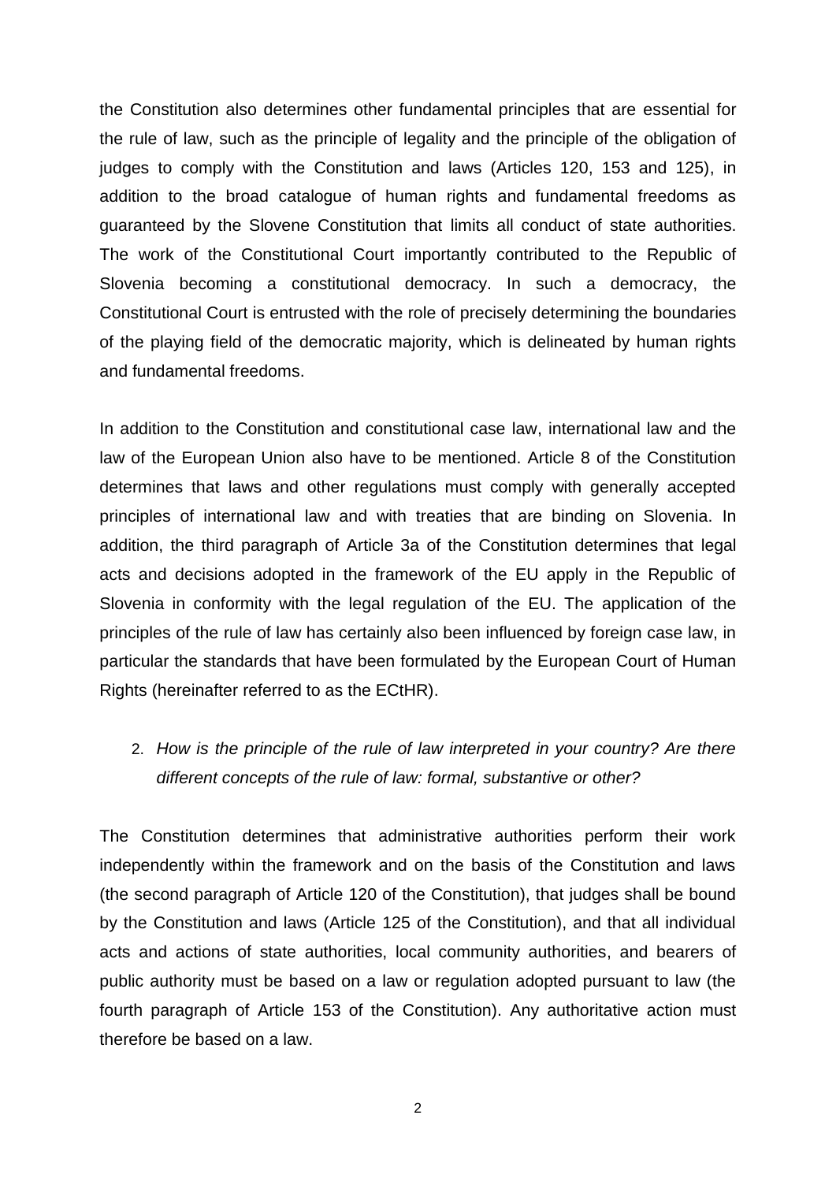the Constitution also determines other fundamental principles that are essential for the rule of law, such as the principle of legality and the principle of the obligation of judges to comply with the Constitution and laws (Articles 120, 153 and 125), in addition to the broad catalogue of human rights and fundamental freedoms as guaranteed by the Slovene Constitution that limits all conduct of state authorities. The work of the Constitutional Court importantly contributed to the Republic of Slovenia becoming a constitutional democracy. In such a democracy, the Constitutional Court is entrusted with the role of precisely determining the boundaries of the playing field of the democratic majority, which is delineated by human rights and fundamental freedoms.

In addition to the Constitution and constitutional case law, international law and the law of the European Union also have to be mentioned. Article 8 of the Constitution determines that laws and other regulations must comply with generally accepted principles of international law and with treaties that are binding on Slovenia. In addition, the third paragraph of Article 3a of the Constitution determines that legal acts and decisions adopted in the framework of the EU apply in the Republic of Slovenia in conformity with the legal regulation of the EU. The application of the principles of the rule of law has certainly also been influenced by foreign case law, in particular the standards that have been formulated by the European Court of Human Rights (hereinafter referred to as the ECtHR).

2. *How is the principle of the rule of law interpreted in your country? Are there different concepts of the rule of law: formal, substantive or other?*

The Constitution determines that administrative authorities perform their work independently within the framework and on the basis of the Constitution and laws (the second paragraph of Article 120 of the Constitution), that judges shall be bound by the Constitution and laws (Article 125 of the Constitution), and that all individual acts and actions of state authorities, local community authorities, and bearers of public authority must be based on a law or regulation adopted pursuant to law (the fourth paragraph of Article 153 of the Constitution). Any authoritative action must therefore be based on a law.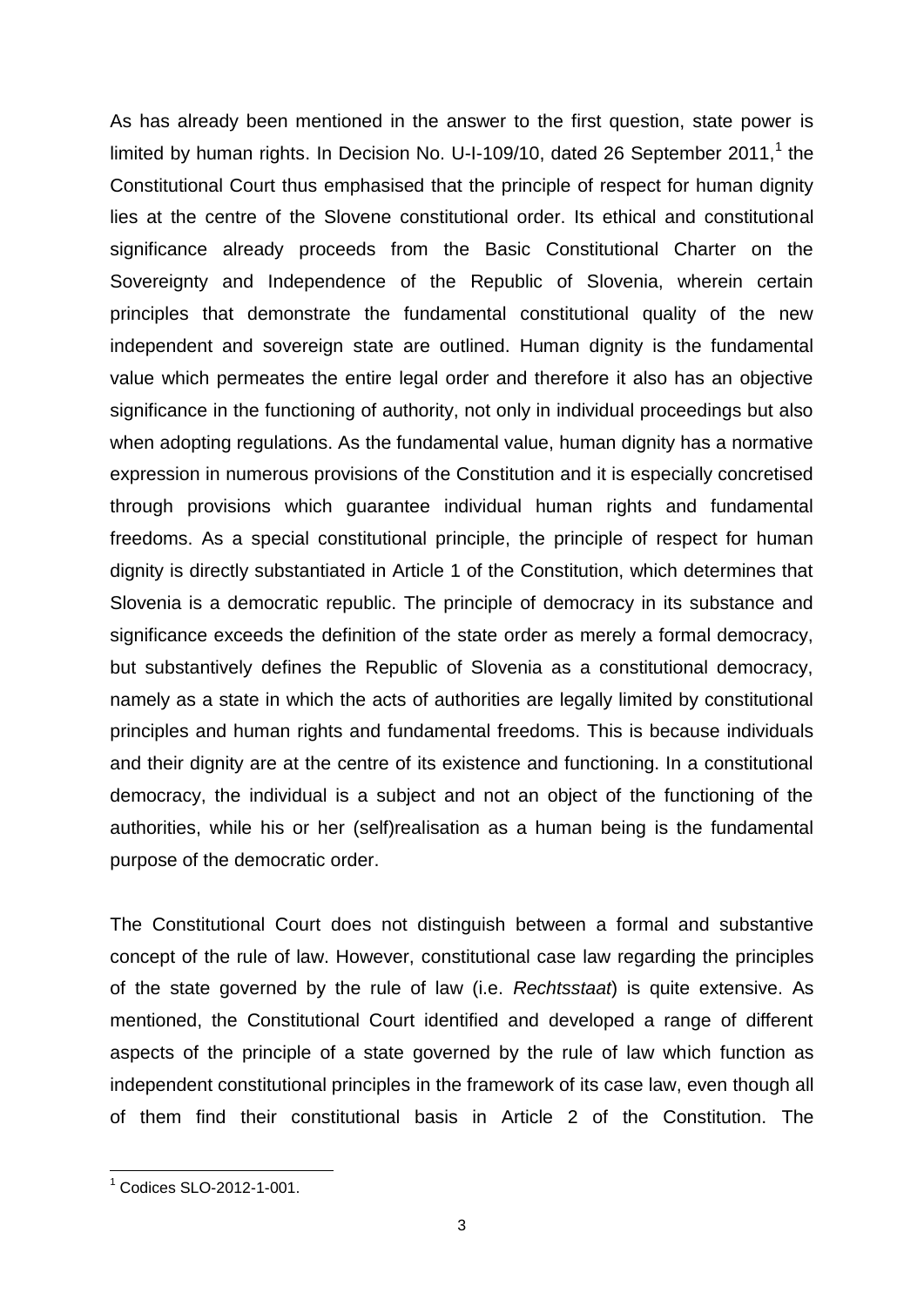As has already been mentioned in the answer to the first question, state power is limited by human rights. In Decision No. U-I-109/10, dated 26 September 2011,[1] the Constitutional Court thus emphasised that the principle of respect for human dignity lies at the centre of the Slovene constitutional order. Its ethical and constitutional significance already proceeds from the Basic Constitutional Charter on the Sovereignty and Independence of the Republic of Slovenia, wherein certain principles that demonstrate the fundamental constitutional quality of the new independent and sovereign state are outlined. Human dignity is the fundamental value which permeates the entire legal order and therefore it also has an objective significance in the functioning of authority, not only in individual proceedings but also when adopting regulations. As the fundamental value, human dignity has a normative expression in numerous provisions of the Constitution and it is especially concretised through provisions which guarantee individual human rights and fundamental freedoms. As a special constitutional principle, the principle of respect for human dignity is directly substantiated in Article 1 of the Constitution, which determines that Slovenia is a democratic republic. The principle of democracy in its substance and significance exceeds the definition of the state order as merely a formal democracy, but substantively defines the Republic of Slovenia as a constitutional democracy, namely as a state in which the acts of authorities are legally limited by constitutional principles and human rights and fundamental freedoms. This is because individuals and their dignity are at the centre of its existence and functioning. In a constitutional democracy, the individual is a subject and not an object of the functioning of the authorities, while his or her (self)realisation as a human being is the fundamental purpose of the democratic order.

The Constitutional Court does not distinguish between a formal and substantive concept of the rule of law. However, constitutional case law regarding the principles of the state governed by the rule of law (i.e. *Rechtsstaat*) is quite extensive. As mentioned, the Constitutional Court identified and developed a range of different aspects of the principle of a state governed by the rule of law which function as independent constitutional principles in the framework of its case law, even though all of them find their constitutional basis in Article 2 of the Constitution. The

[1] Codices SLO-2012-1-001.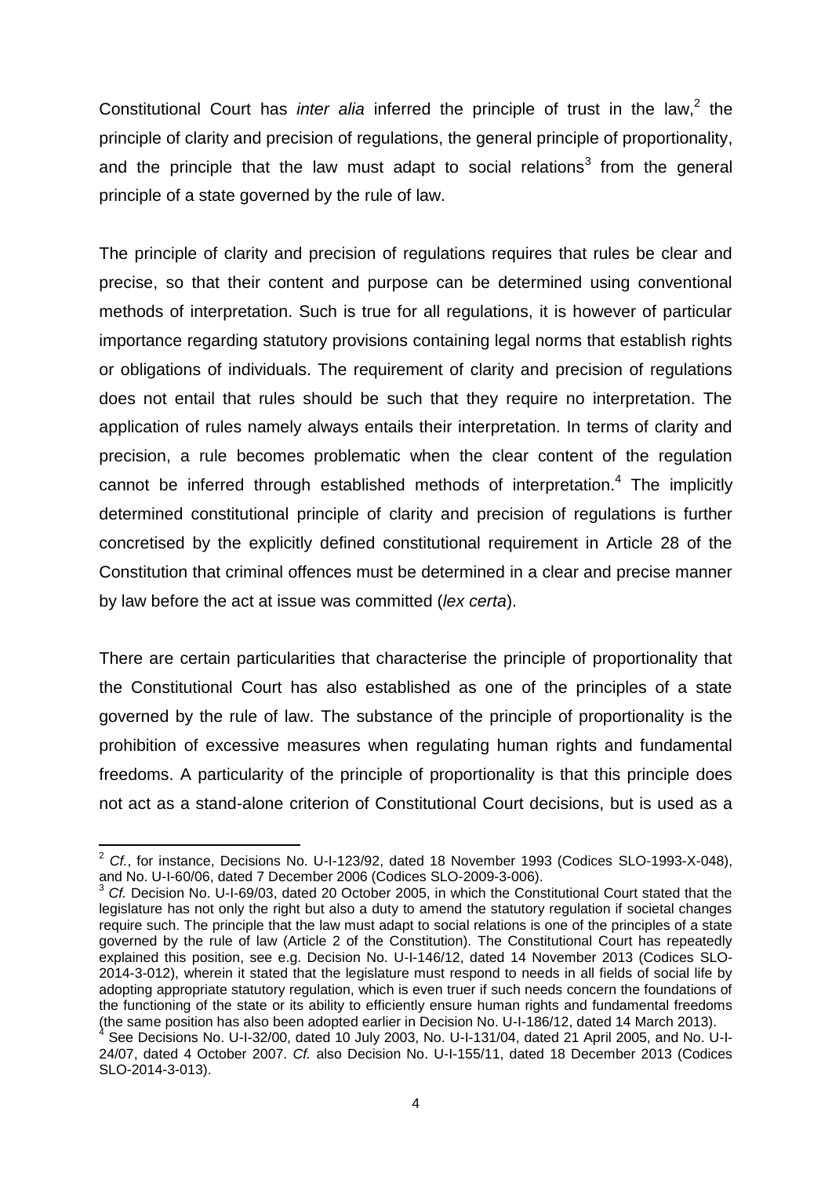Constitutional Court has *inter alia* inferred the principle of trust in the law,[2] the principle of clarity and precision of regulations, the general principle of proportionality, and the principle that the law must adapt to social relations[3] from the general principle of a state governed by the rule of law.

The principle of clarity and precision of regulations requires that rules be clear and precise, so that their content and purpose can be determined using conventional methods of interpretation. Such is true for all regulations, it is however of particular importance regarding statutory provisions containing legal norms that establish rights or obligations of individuals. The requirement of clarity and precision of regulations does not entail that rules should be such that they require no interpretation. The application of rules namely always entails their interpretation. In terms of clarity and precision, a rule becomes problematic when the clear content of the regulation cannot be inferred through established methods of interpretation.[4] The implicitly determined constitutional principle of clarity and precision of regulations is further concretised by the explicitly defined constitutional requirement in Article 28 of the Constitution that criminal offences must be determined in a clear and precise manner by law before the act at issue was committed (*lex certa*).

There are certain particularities that characterise the principle of proportionality that the Constitutional Court has also established as one of the principles of a state governed by the rule of law. The substance of the principle of proportionality is the prohibition of excessive measures when regulating human rights and fundamental freedoms. A particularity of the principle of proportionality is that this principle does not act as a stand-alone criterion of Constitutional Court decisions, but is used as a

---

[2] *Cf.*, for instance, Decisions No. U-I-123/92, dated 18 November 1993 (Codices SLO-1993-X-048), and No. U-I-60/06, dated 7 December 2006 (Codices SLO-2009-3-006).

[3] *Cf.* Decision No. U-I-69/03, dated 20 October 2005, in which the Constitutional Court stated that the legislature has not only the right but also a duty to amend the statutory regulation if societal changes require such. The principle that the law must adapt to social relations is one of the principles of a state governed by the rule of law (Article 2 of the Constitution). The Constitutional Court has repeatedly explained this position, see e.g. Decision No. U-I-146/12, dated 14 November 2013 (Codices SLO-2014-3-012), wherein it stated that the legislature must respond to needs in all fields of social life by adopting appropriate statutory regulation, which is even truer if such needs concern the foundations of the functioning of the state or its ability to efficiently ensure human rights and fundamental freedoms (the same position has also been adopted earlier in Decision No. U-I-186/12, dated 14 March 2013).

[4] See Decisions No. U-I-32/00, dated 10 July 2003, No. U-I-131/04, dated 21 April 2005, and No. U-I-24/07, dated 4 October 2007. *Cf.* also Decision No. U-I-155/11, dated 18 December 2013 (Codices SLO-2014-3-013).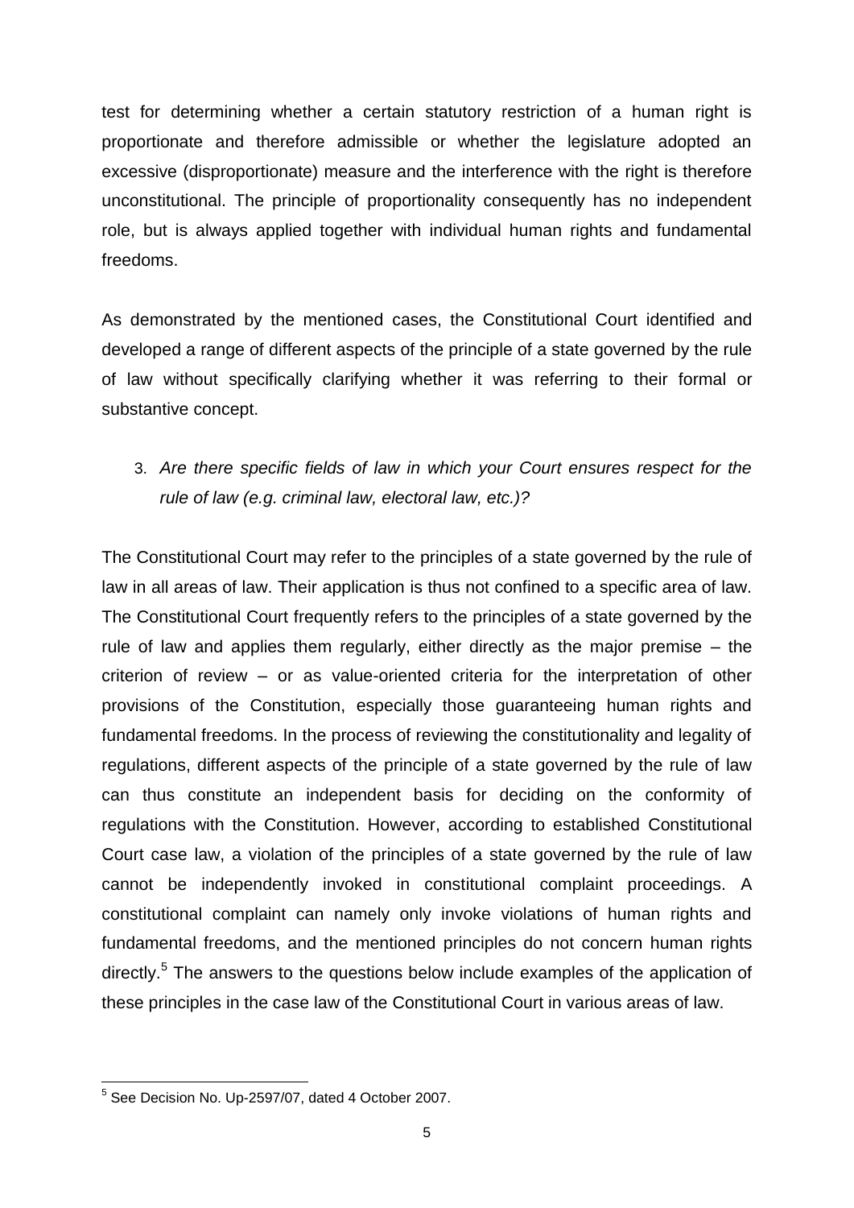test for determining whether a certain statutory restriction of a human right is proportionate and therefore admissible or whether the legislature adopted an excessive (disproportionate) measure and the interference with the right is therefore unconstitutional. The principle of proportionality consequently has no independent role, but is always applied together with individual human rights and fundamental freedoms.

As demonstrated by the mentioned cases, the Constitutional Court identified and developed a range of different aspects of the principle of a state governed by the rule of law without specifically clarifying whether it was referring to their formal or substantive concept.

3. *Are there specific fields of law in which your Court ensures respect for the rule of law (e.g. criminal law, electoral law, etc.)?*

The Constitutional Court may refer to the principles of a state governed by the rule of law in all areas of law. Their application is thus not confined to a specific area of law. The Constitutional Court frequently refers to the principles of a state governed by the rule of law and applies them regularly, either directly as the major premise – the criterion of review – or as value-oriented criteria for the interpretation of other provisions of the Constitution, especially those guaranteeing human rights and fundamental freedoms. In the process of reviewing the constitutionality and legality of regulations, different aspects of the principle of a state governed by the rule of law can thus constitute an independent basis for deciding on the conformity of regulations with the Constitution. However, according to established Constitutional Court case law, a violation of the principles of a state governed by the rule of law cannot be independently invoked in constitutional complaint proceedings. A constitutional complaint can namely only invoke violations of human rights and fundamental freedoms, and the mentioned principles do not concern human rights directly.[5] The answers to the questions below include examples of the application of these principles in the case law of the Constitutional Court in various areas of law.

---

[5] See Decision No. Up-2597/07, dated 4 October 2007.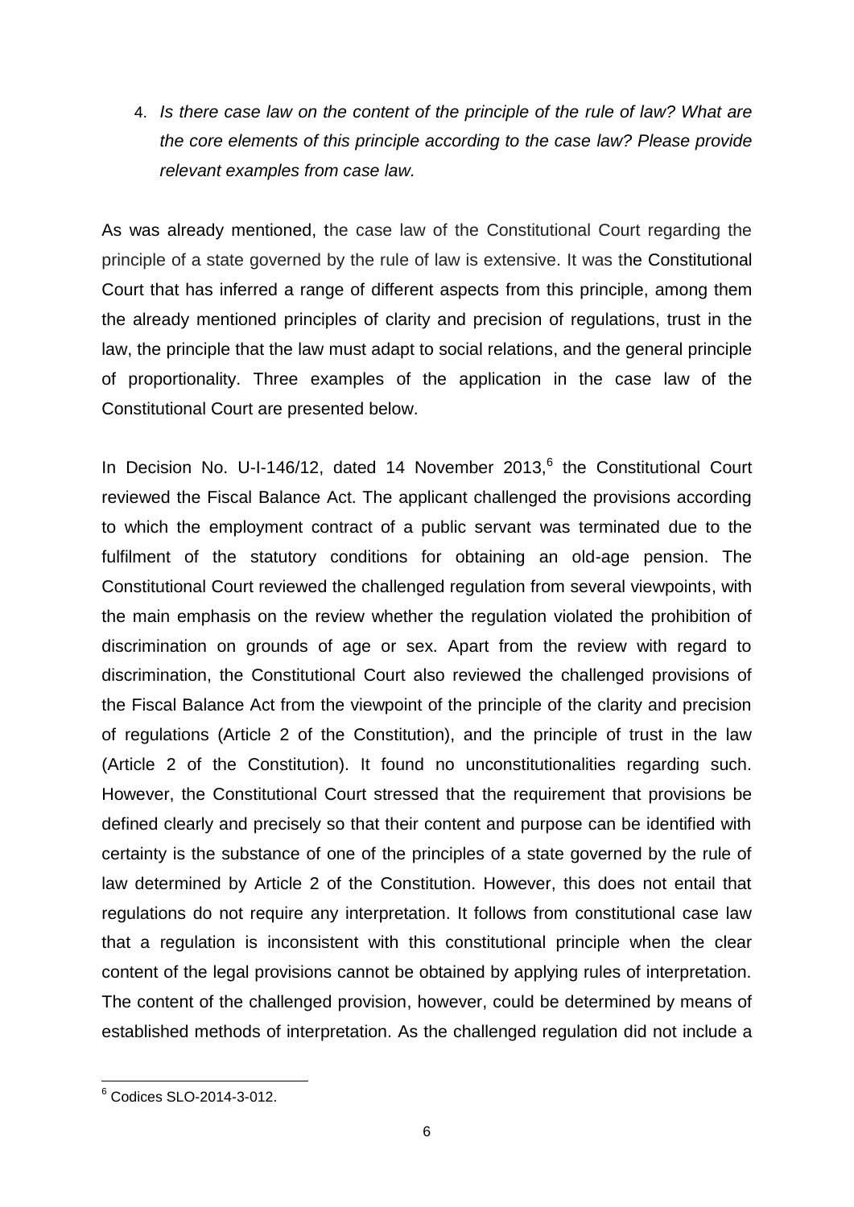4. *Is there case law on the content of the principle of the rule of law? What are the core elements of this principle according to the case law? Please provide relevant examples from case law.*

As was already mentioned, the case law of the Constitutional Court regarding the principle of a state governed by the rule of law is extensive. It was the Constitutional Court that has inferred a range of different aspects from this principle, among them the already mentioned principles of clarity and precision of regulations, trust in the law, the principle that the law must adapt to social relations, and the general principle of proportionality. Three examples of the application in the case law of the Constitutional Court are presented below.

In Decision No. U-I-146/12, dated 14 November 2013,[6] the Constitutional Court reviewed the Fiscal Balance Act. The applicant challenged the provisions according to which the employment contract of a public servant was terminated due to the fulfilment of the statutory conditions for obtaining an old-age pension. The Constitutional Court reviewed the challenged regulation from several viewpoints, with the main emphasis on the review whether the regulation violated the prohibition of discrimination on grounds of age or sex. Apart from the review with regard to discrimination, the Constitutional Court also reviewed the challenged provisions of the Fiscal Balance Act from the viewpoint of the principle of the clarity and precision of regulations (Article 2 of the Constitution), and the principle of trust in the law (Article 2 of the Constitution). It found no unconstitutionalities regarding such. However, the Constitutional Court stressed that the requirement that provisions be defined clearly and precisely so that their content and purpose can be identified with certainty is the substance of one of the principles of a state governed by the rule of law determined by Article 2 of the Constitution. However, this does not entail that regulations do not require any interpretation. It follows from constitutional case law that a regulation is inconsistent with this constitutional principle when the clear content of the legal provisions cannot be obtained by applying rules of interpretation. The content of the challenged provision, however, could be determined by means of established methods of interpretation. As the challenged regulation did not include a

[6] Codices SLO-2014-3-012.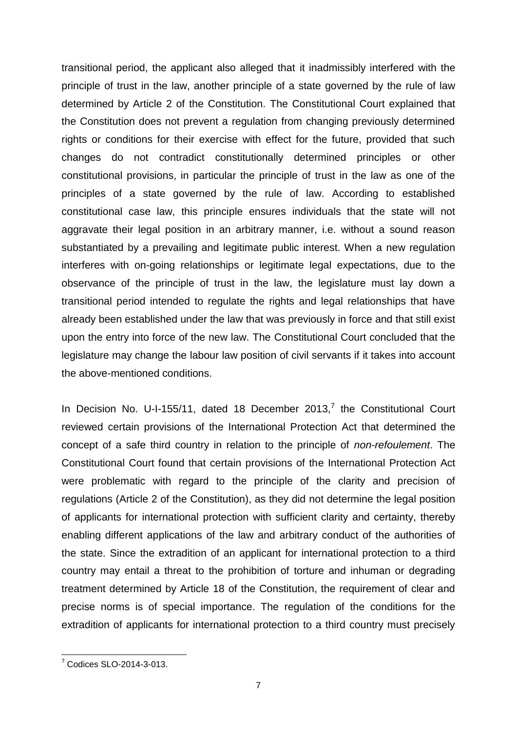transitional period, the applicant also alleged that it inadmissibly interfered with the principle of trust in the law, another principle of a state governed by the rule of law determined by Article 2 of the Constitution. The Constitutional Court explained that the Constitution does not prevent a regulation from changing previously determined rights or conditions for their exercise with effect for the future, provided that such changes do not contradict constitutionally determined principles or other constitutional provisions, in particular the principle of trust in the law as one of the principles of a state governed by the rule of law. According to established constitutional case law, this principle ensures individuals that the state will not aggravate their legal position in an arbitrary manner, i.e. without a sound reason substantiated by a prevailing and legitimate public interest. When a new regulation interferes with on-going relationships or legitimate legal expectations, due to the observance of the principle of trust in the law, the legislature must lay down a transitional period intended to regulate the rights and legal relationships that have already been established under the law that was previously in force and that still exist upon the entry into force of the new law. The Constitutional Court concluded that the legislature may change the labour law position of civil servants if it takes into account the above-mentioned conditions.

In Decision No. U-I-155/11, dated 18 December 2013,[7] the Constitutional Court reviewed certain provisions of the International Protection Act that determined the concept of a safe third country in relation to the principle of *non-refoulement*. The Constitutional Court found that certain provisions of the International Protection Act were problematic with regard to the principle of the clarity and precision of regulations (Article 2 of the Constitution), as they did not determine the legal position of applicants for international protection with sufficient clarity and certainty, thereby enabling different applications of the law and arbitrary conduct of the authorities of the state. Since the extradition of an applicant for international protection to a third country may entail a threat to the prohibition of torture and inhuman or degrading treatment determined by Article 18 of the Constitution, the requirement of clear and precise norms is of special importance. The regulation of the conditions for the extradition of applicants for international protection to a third country must precisely

[7] Codices SLO-2014-3-013.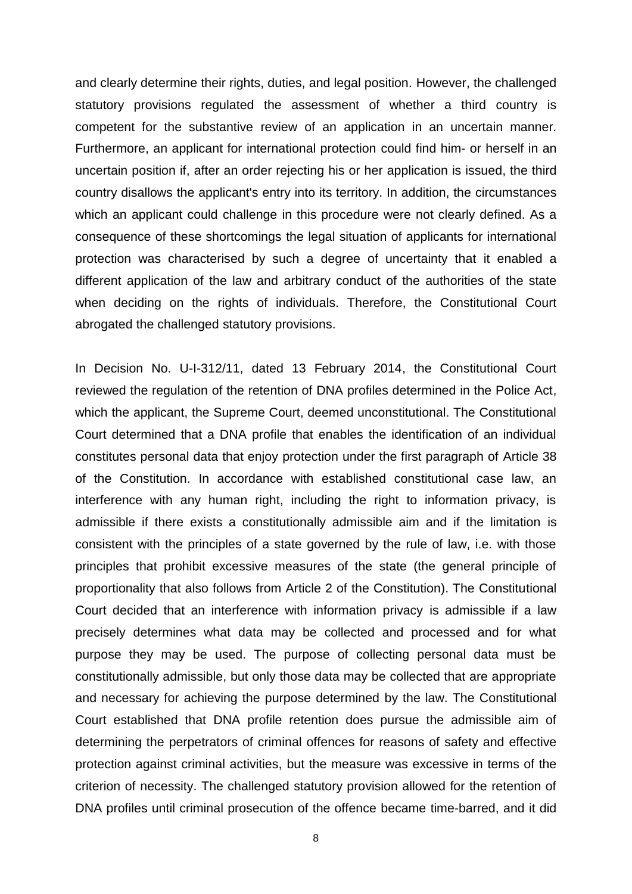and clearly determine their rights, duties, and legal position. However, the challenged statutory provisions regulated the assessment of whether a third country is competent for the substantive review of an application in an uncertain manner. Furthermore, an applicant for international protection could find him- or herself in an uncertain position if, after an order rejecting his or her application is issued, the third country disallows the applicant's entry into its territory. In addition, the circumstances which an applicant could challenge in this procedure were not clearly defined. As a consequence of these shortcomings the legal situation of applicants for international protection was characterised by such a degree of uncertainty that it enabled a different application of the law and arbitrary conduct of the authorities of the state when deciding on the rights of individuals. Therefore, the Constitutional Court abrogated the challenged statutory provisions.

In Decision No. U-I-312/11, dated 13 February 2014, the Constitutional Court reviewed the regulation of the retention of DNA profiles determined in the Police Act, which the applicant, the Supreme Court, deemed unconstitutional. The Constitutional Court determined that a DNA profile that enables the identification of an individual constitutes personal data that enjoy protection under the first paragraph of Article 38 of the Constitution. In accordance with established constitutional case law, an interference with any human right, including the right to information privacy, is admissible if there exists a constitutionally admissible aim and if the limitation is consistent with the principles of a state governed by the rule of law, i.e. with those principles that prohibit excessive measures of the state (the general principle of proportionality that also follows from Article 2 of the Constitution). The Constitutional Court decided that an interference with information privacy is admissible if a law precisely determines what data may be collected and processed and for what purpose they may be used. The purpose of collecting personal data must be constitutionally admissible, but only those data may be collected that are appropriate and necessary for achieving the purpose determined by the law. The Constitutional Court established that DNA profile retention does pursue the admissible aim of determining the perpetrators of criminal offences for reasons of safety and effective protection against criminal activities, but the measure was excessive in terms of the criterion of necessity. The challenged statutory provision allowed for the retention of DNA profiles until criminal prosecution of the offence became time-barred, and it did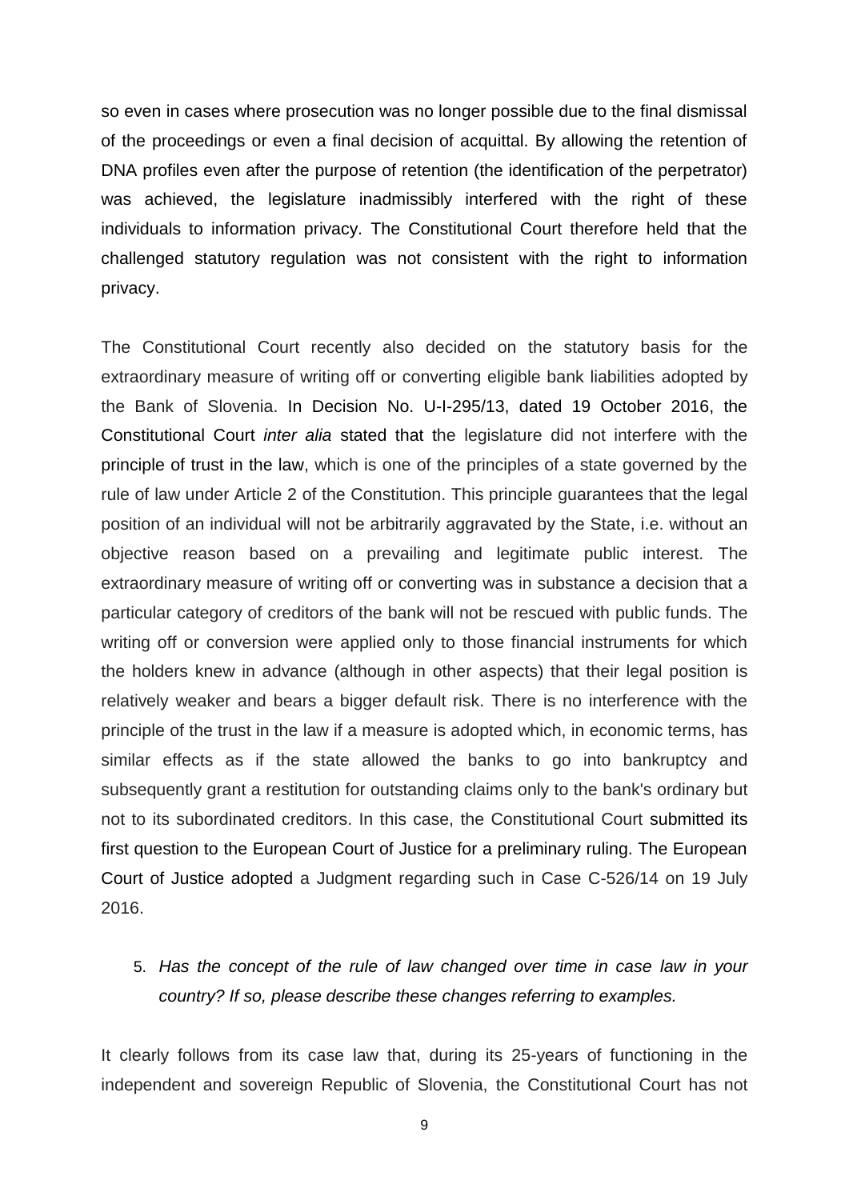so even in cases where prosecution was no longer possible due to the final dismissal of the proceedings or even a final decision of acquittal. By allowing the retention of DNA profiles even after the purpose of retention (the identification of the perpetrator) was achieved, the legislature inadmissibly interfered with the right of these individuals to information privacy. The Constitutional Court therefore held that the challenged statutory regulation was not consistent with the right to information privacy.

The Constitutional Court recently also decided on the statutory basis for the extraordinary measure of writing off or converting eligible bank liabilities adopted by the Bank of Slovenia. In Decision No. U-I-295/13, dated 19 October 2016, the Constitutional Court *inter alia* stated that the legislature did not interfere with the principle of trust in the law, which is one of the principles of a state governed by the rule of law under Article 2 of the Constitution. This principle guarantees that the legal position of an individual will not be arbitrarily aggravated by the State, i.e. without an objective reason based on a prevailing and legitimate public interest. The extraordinary measure of writing off or converting was in substance a decision that a particular category of creditors of the bank will not be rescued with public funds. The writing off or conversion were applied only to those financial instruments for which the holders knew in advance (although in other aspects) that their legal position is relatively weaker and bears a bigger default risk. There is no interference with the principle of the trust in the law if a measure is adopted which, in economic terms, has similar effects as if the state allowed the banks to go into bankruptcy and subsequently grant a restitution for outstanding claims only to the bank's ordinary but not to its subordinated creditors. In this case, the Constitutional Court submitted its first question to the European Court of Justice for a preliminary ruling. The European Court of Justice adopted a Judgment regarding such in Case C-526/14 on 19 July 2016.

5. *Has the concept of the rule of law changed over time in case law in your country? If so, please describe these changes referring to examples.*

It clearly follows from its case law that, during its 25-years of functioning in the independent and sovereign Republic of Slovenia, the Constitutional Court has not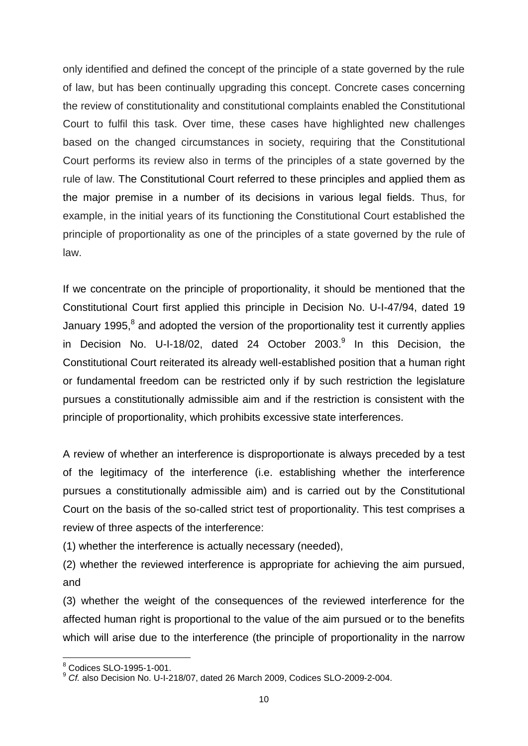only identified and defined the concept of the principle of a state governed by the rule of law, but has been continually upgrading this concept. Concrete cases concerning the review of constitutionality and constitutional complaints enabled the Constitutional Court to fulfil this task. Over time, these cases have highlighted new challenges based on the changed circumstances in society, requiring that the Constitutional Court performs its review also in terms of the principles of a state governed by the rule of law. The Constitutional Court referred to these principles and applied them as the major premise in a number of its decisions in various legal fields. Thus, for example, in the initial years of its functioning the Constitutional Court established the principle of proportionality as one of the principles of a state governed by the rule of law.

If we concentrate on the principle of proportionality, it should be mentioned that the Constitutional Court first applied this principle in Decision No. U-I-47/94, dated 19 January 1995,[8] and adopted the version of the proportionality test it currently applies in Decision No. U-I-18/02, dated 24 October 2003.[9] In this Decision, the Constitutional Court reiterated its already well-established position that a human right or fundamental freedom can be restricted only if by such restriction the legislature pursues a constitutionally admissible aim and if the restriction is consistent with the principle of proportionality, which prohibits excessive state interferences.

A review of whether an interference is disproportionate is always preceded by a test of the legitimacy of the interference (i.e. establishing whether the interference pursues a constitutionally admissible aim) and is carried out by the Constitutional Court on the basis of the so-called strict test of proportionality. This test comprises a review of three aspects of the interference:

(1) whether the interference is actually necessary (needed),

(2) whether the reviewed interference is appropriate for achieving the aim pursued, and

(3) whether the weight of the consequences of the reviewed interference for the affected human right is proportional to the value of the aim pursued or to the benefits which will arise due to the interference (the principle of proportionality in the narrow

---

[8] Codices SLO-1995-1-001.

[9] *Cf.* also Decision No. U-I-218/07, dated 26 March 2009, Codices SLO-2009-2-004.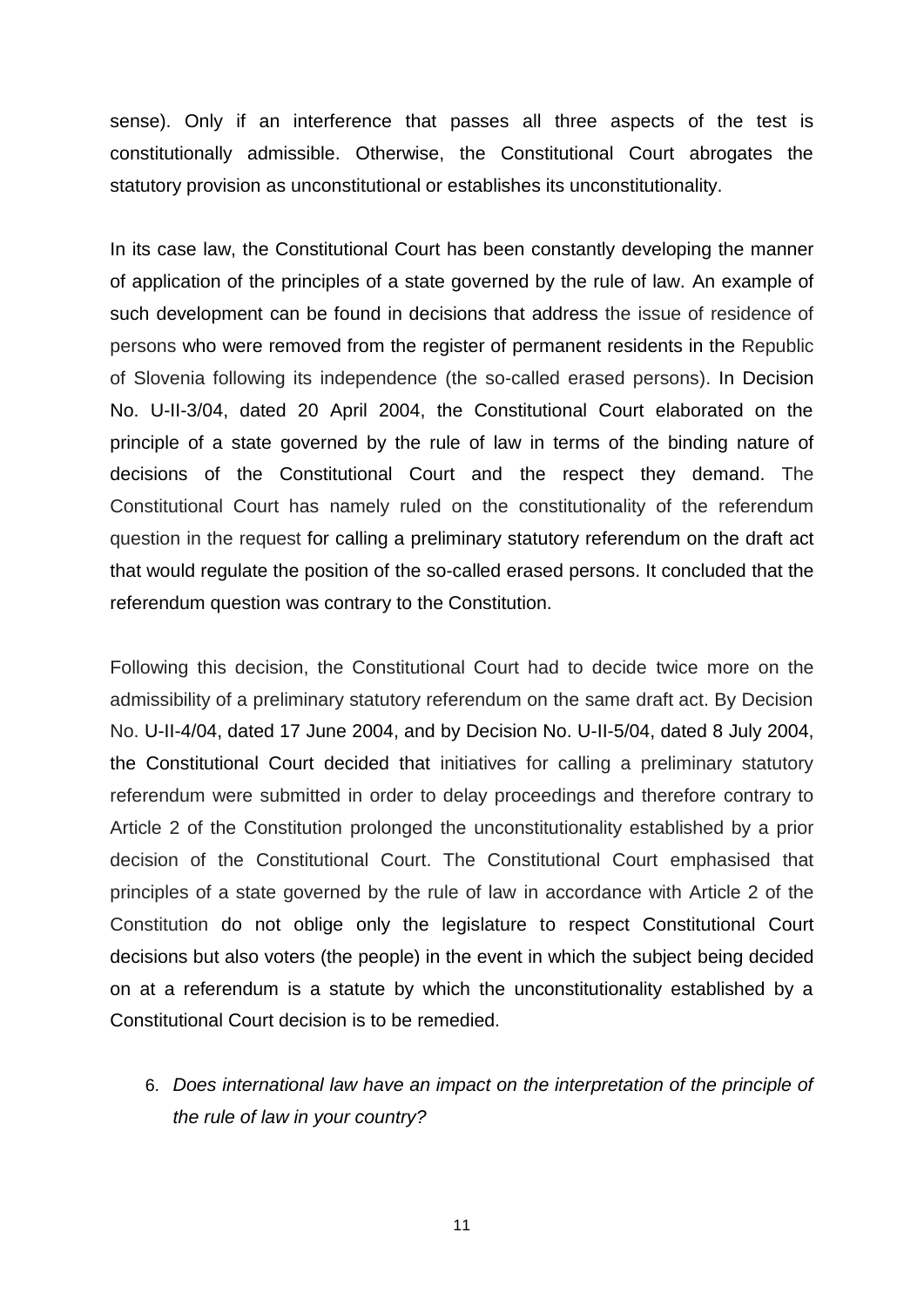sense). Only if an interference that passes all three aspects of the test is constitutionally admissible. Otherwise, the Constitutional Court abrogates the statutory provision as unconstitutional or establishes its unconstitutionality.

In its case law, the Constitutional Court has been constantly developing the manner of application of the principles of a state governed by the rule of law. An example of such development can be found in decisions that address the issue of residence of persons who were removed from the register of permanent residents in the Republic of Slovenia following its independence (the so-called erased persons). In Decision No. U-II-3/04, dated 20 April 2004, the Constitutional Court elaborated on the principle of a state governed by the rule of law in terms of the binding nature of decisions of the Constitutional Court and the respect they demand. The Constitutional Court has namely ruled on the constitutionality of the referendum question in the request for calling a preliminary statutory referendum on the draft act that would regulate the position of the so-called erased persons. It concluded that the referendum question was contrary to the Constitution.

Following this decision, the Constitutional Court had to decide twice more on the admissibility of a preliminary statutory referendum on the same draft act. By Decision No. U-II-4/04, dated 17 June 2004, and by Decision No. U-II-5/04, dated 8 July 2004, the Constitutional Court decided that initiatives for calling a preliminary statutory referendum were submitted in order to delay proceedings and therefore contrary to Article 2 of the Constitution prolonged the unconstitutionality established by a prior decision of the Constitutional Court. The Constitutional Court emphasised that principles of a state governed by the rule of law in accordance with Article 2 of the Constitution do not oblige only the legislature to respect Constitutional Court decisions but also voters (the people) in the event in which the subject being decided on at a referendum is a statute by which the unconstitutionality established by a Constitutional Court decision is to be remedied.

6. *Does international law have an impact on the interpretation of the principle of the rule of law in your country?*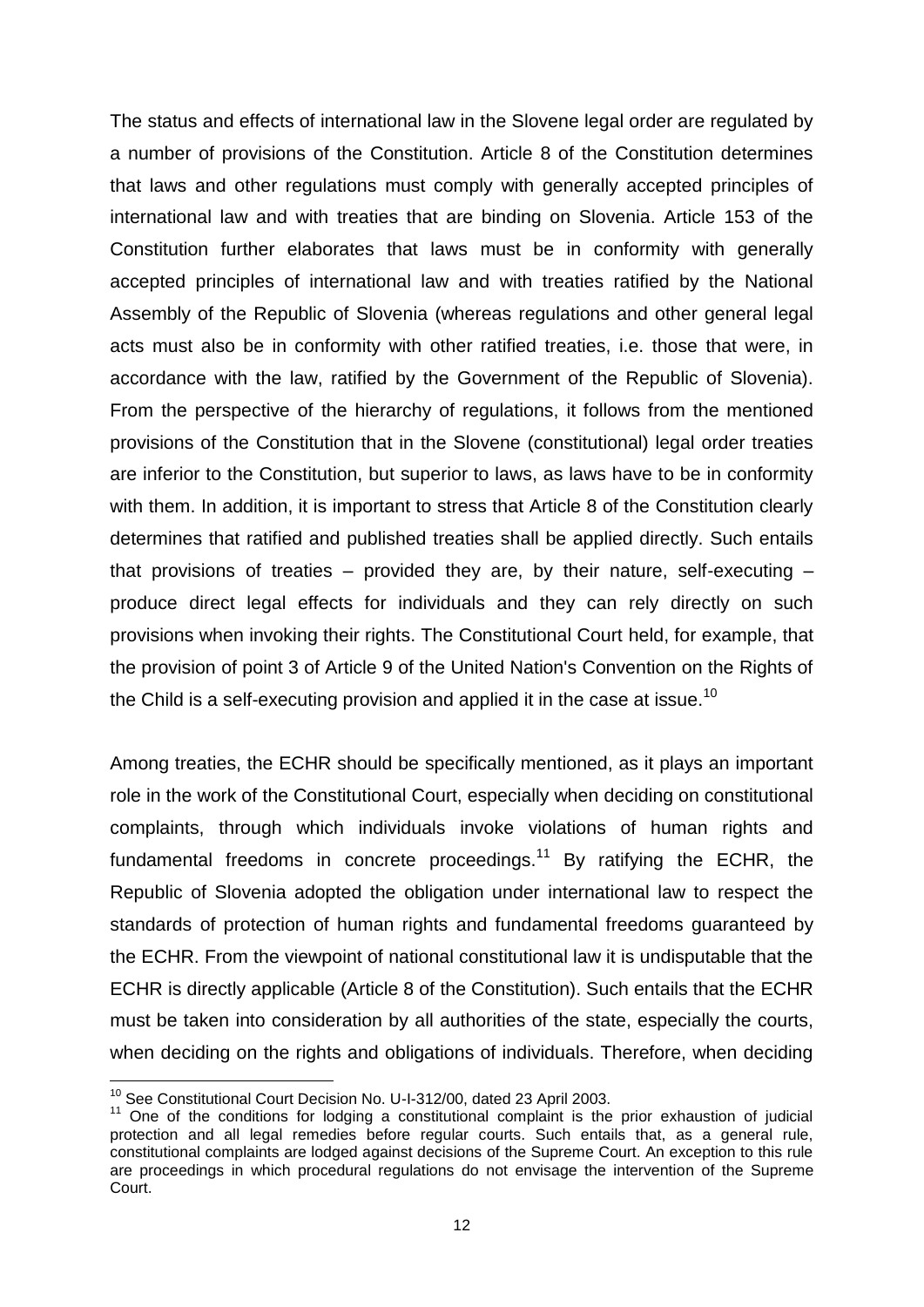The status and effects of international law in the Slovene legal order are regulated by a number of provisions of the Constitution. Article 8 of the Constitution determines that laws and other regulations must comply with generally accepted principles of international law and with treaties that are binding on Slovenia. Article 153 of the Constitution further elaborates that laws must be in conformity with generally accepted principles of international law and with treaties ratified by the National Assembly of the Republic of Slovenia (whereas regulations and other general legal acts must also be in conformity with other ratified treaties, i.e. those that were, in accordance with the law, ratified by the Government of the Republic of Slovenia). From the perspective of the hierarchy of regulations, it follows from the mentioned provisions of the Constitution that in the Slovene (constitutional) legal order treaties are inferior to the Constitution, but superior to laws, as laws have to be in conformity with them. In addition, it is important to stress that Article 8 of the Constitution clearly determines that ratified and published treaties shall be applied directly. Such entails that provisions of treaties – provided they are, by their nature, self-executing – produce direct legal effects for individuals and they can rely directly on such provisions when invoking their rights. The Constitutional Court held, for example, that the provision of point 3 of Article 9 of the United Nation's Convention on the Rights of the Child is a self-executing provision and applied it in the case at issue.[10]

Among treaties, the ECHR should be specifically mentioned, as it plays an important role in the work of the Constitutional Court, especially when deciding on constitutional complaints, through which individuals invoke violations of human rights and fundamental freedoms in concrete proceedings.[11] By ratifying the ECHR, the Republic of Slovenia adopted the obligation under international law to respect the standards of protection of human rights and fundamental freedoms guaranteed by the ECHR. From the viewpoint of national constitutional law it is undisputable that the ECHR is directly applicable (Article 8 of the Constitution). Such entails that the ECHR must be taken into consideration by all authorities of the state, especially the courts, when deciding on the rights and obligations of individuals. Therefore, when deciding

---

[10] See Constitutional Court Decision No. U-I-312/00, dated 23 April 2003.

[11] One of the conditions for lodging a constitutional complaint is the prior exhaustion of judicial protection and all legal remedies before regular courts. Such entails that, as a general rule, constitutional complaints are lodged against decisions of the Supreme Court. An exception to this rule are proceedings in which procedural regulations do not envisage the intervention of the Supreme Court.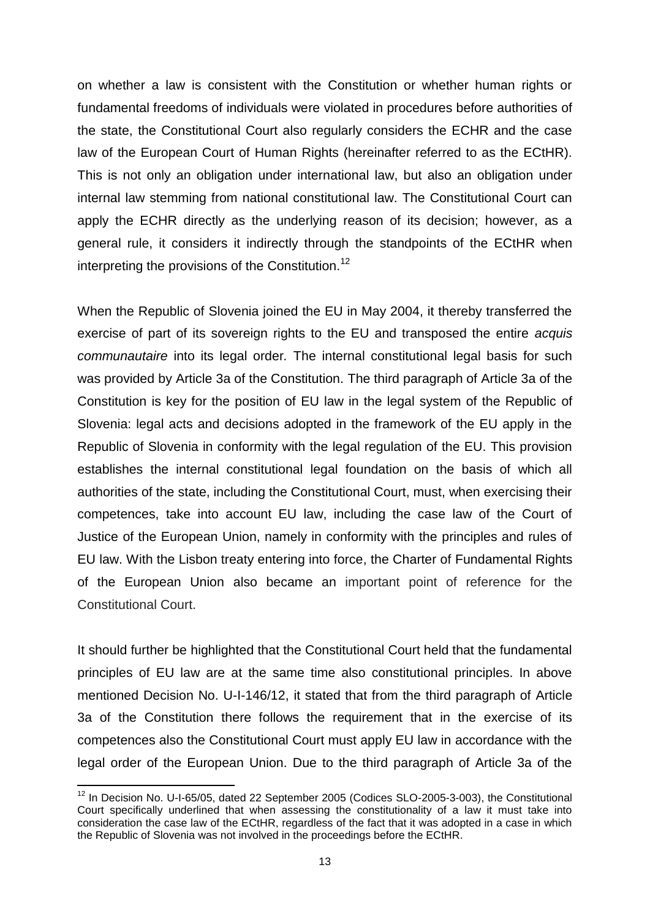on whether a law is consistent with the Constitution or whether human rights or fundamental freedoms of individuals were violated in procedures before authorities of the state, the Constitutional Court also regularly considers the ECHR and the case law of the European Court of Human Rights (hereinafter referred to as the ECtHR). This is not only an obligation under international law, but also an obligation under internal law stemming from national constitutional law. The Constitutional Court can apply the ECHR directly as the underlying reason of its decision; however, as a general rule, it considers it indirectly through the standpoints of the ECtHR when interpreting the provisions of the Constitution.[12]

When the Republic of Slovenia joined the EU in May 2004, it thereby transferred the exercise of part of its sovereign rights to the EU and transposed the entire *acquis communautaire* into its legal order. The internal constitutional legal basis for such was provided by Article 3a of the Constitution. The third paragraph of Article 3a of the Constitution is key for the position of EU law in the legal system of the Republic of Slovenia: legal acts and decisions adopted in the framework of the EU apply in the Republic of Slovenia in conformity with the legal regulation of the EU. This provision establishes the internal constitutional legal foundation on the basis of which all authorities of the state, including the Constitutional Court, must, when exercising their competences, take into account EU law, including the case law of the Court of Justice of the European Union, namely in conformity with the principles and rules of EU law. With the Lisbon treaty entering into force, the Charter of Fundamental Rights of the European Union also became an important point of reference for the Constitutional Court.

It should further be highlighted that the Constitutional Court held that the fundamental principles of EU law are at the same time also constitutional principles. In above mentioned Decision No. U-I-146/12, it stated that from the third paragraph of Article 3a of the Constitution there follows the requirement that in the exercise of its competences also the Constitutional Court must apply EU law in accordance with the legal order of the European Union. Due to the third paragraph of Article 3a of the

[12] In Decision No. U-I-65/05, dated 22 September 2005 (Codices SLO-2005-3-003), the Constitutional Court specifically underlined that when assessing the constitutionality of a law it must take into consideration the case law of the ECtHR, regardless of the fact that it was adopted in a case in which the Republic of Slovenia was not involved in the proceedings before the ECtHR.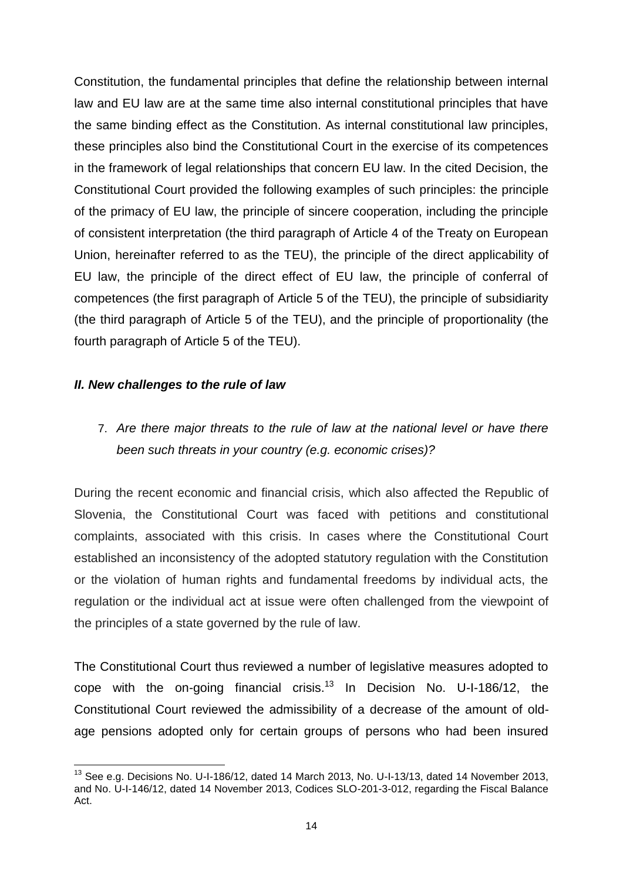Constitution, the fundamental principles that define the relationship between internal law and EU law are at the same time also internal constitutional principles that have the same binding effect as the Constitution. As internal constitutional law principles, these principles also bind the Constitutional Court in the exercise of its competences in the framework of legal relationships that concern EU law. In the cited Decision, the Constitutional Court provided the following examples of such principles: the principle of the primacy of EU law, the principle of sincere cooperation, including the principle of consistent interpretation (the third paragraph of Article 4 of the Treaty on European Union, hereinafter referred to as the TEU), the principle of the direct applicability of EU law, the principle of the direct effect of EU law, the principle of conferral of competences (the first paragraph of Article 5 of the TEU), the principle of subsidiarity (the third paragraph of Article 5 of the TEU), and the principle of proportionality (the fourth paragraph of Article 5 of the TEU).

## *II. New challenges to the rule of law*

7. *Are there major threats to the rule of law at the national level or have there been such threats in your country (e.g. economic crises)?*

During the recent economic and financial crisis, which also affected the Republic of Slovenia, the Constitutional Court was faced with petitions and constitutional complaints, associated with this crisis. In cases where the Constitutional Court established an inconsistency of the adopted statutory regulation with the Constitution or the violation of human rights and fundamental freedoms by individual acts, the regulation or the individual act at issue were often challenged from the viewpoint of the principles of a state governed by the rule of law.

The Constitutional Court thus reviewed a number of legislative measures adopted to cope with the on-going financial crisis.[13] In Decision No. U-I-186/12, the Constitutional Court reviewed the admissibility of a decrease of the amount of old-age pensions adopted only for certain groups of persons who had been insured

[13] See e.g. Decisions No. U-I-186/12, dated 14 March 2013, No. U-I-13/13, dated 14 November 2013, and No. U-I-146/12, dated 14 November 2013, Codices SLO-201-3-012, regarding the Fiscal Balance Act.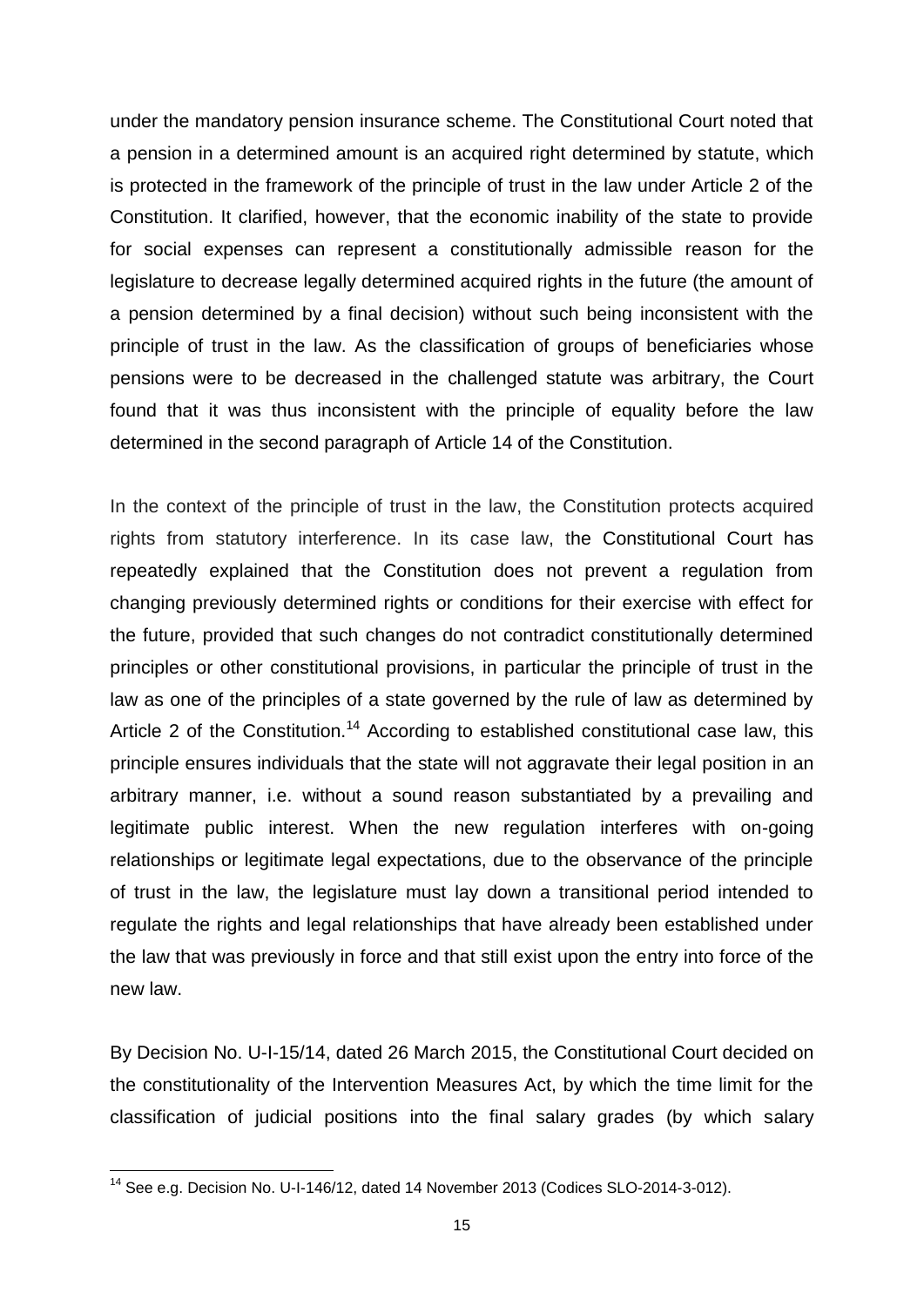under the mandatory pension insurance scheme. The Constitutional Court noted that a pension in a determined amount is an acquired right determined by statute, which is protected in the framework of the principle of trust in the law under Article 2 of the Constitution. It clarified, however, that the economic inability of the state to provide for social expenses can represent a constitutionally admissible reason for the legislature to decrease legally determined acquired rights in the future (the amount of a pension determined by a final decision) without such being inconsistent with the principle of trust in the law. As the classification of groups of beneficiaries whose pensions were to be decreased in the challenged statute was arbitrary, the Court found that it was thus inconsistent with the principle of equality before the law determined in the second paragraph of Article 14 of the Constitution.

In the context of the principle of trust in the law, the Constitution protects acquired rights from statutory interference. In its case law, the Constitutional Court has repeatedly explained that the Constitution does not prevent a regulation from changing previously determined rights or conditions for their exercise with effect for the future, provided that such changes do not contradict constitutionally determined principles or other constitutional provisions, in particular the principle of trust in the law as one of the principles of a state governed by the rule of law as determined by Article 2 of the Constitution.[14] According to established constitutional case law, this principle ensures individuals that the state will not aggravate their legal position in an arbitrary manner, i.e. without a sound reason substantiated by a prevailing and legitimate public interest. When the new regulation interferes with on-going relationships or legitimate legal expectations, due to the observance of the principle of trust in the law, the legislature must lay down a transitional period intended to regulate the rights and legal relationships that have already been established under the law that was previously in force and that still exist upon the entry into force of the new law.

By Decision No. U-I-15/14, dated 26 March 2015, the Constitutional Court decided on the constitutionality of the Intervention Measures Act, by which the time limit for the classification of judicial positions into the final salary grades (by which salary

---

[14] See e.g. Decision No. U-I-146/12, dated 14 November 2013 (Codices SLO-2014-3-012).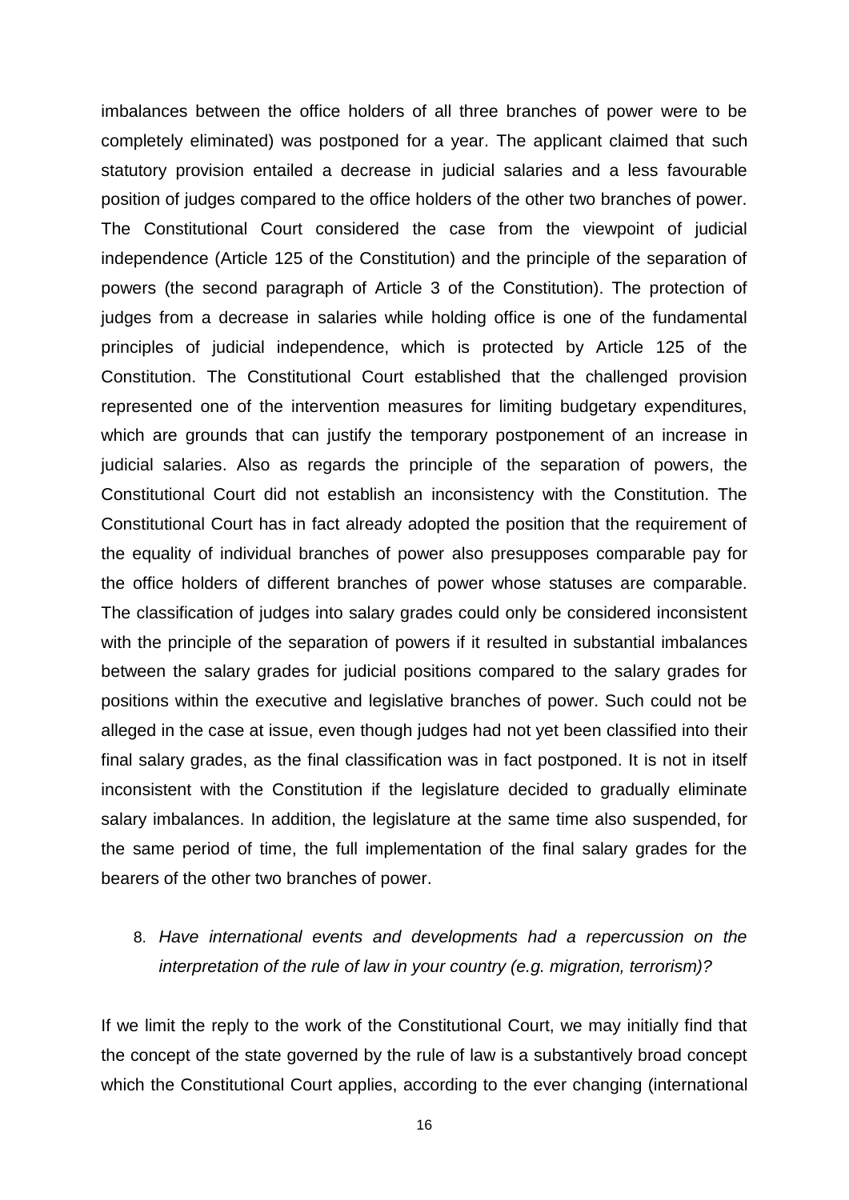imbalances between the office holders of all three branches of power were to be completely eliminated) was postponed for a year. The applicant claimed that such statutory provision entailed a decrease in judicial salaries and a less favourable position of judges compared to the office holders of the other two branches of power. The Constitutional Court considered the case from the viewpoint of judicial independence (Article 125 of the Constitution) and the principle of the separation of powers (the second paragraph of Article 3 of the Constitution). The protection of judges from a decrease in salaries while holding office is one of the fundamental principles of judicial independence, which is protected by Article 125 of the Constitution. The Constitutional Court established that the challenged provision represented one of the intervention measures for limiting budgetary expenditures, which are grounds that can justify the temporary postponement of an increase in judicial salaries. Also as regards the principle of the separation of powers, the Constitutional Court did not establish an inconsistency with the Constitution. The Constitutional Court has in fact already adopted the position that the requirement of the equality of individual branches of power also presupposes comparable pay for the office holders of different branches of power whose statuses are comparable. The classification of judges into salary grades could only be considered inconsistent with the principle of the separation of powers if it resulted in substantial imbalances between the salary grades for judicial positions compared to the salary grades for positions within the executive and legislative branches of power. Such could not be alleged in the case at issue, even though judges had not yet been classified into their final salary grades, as the final classification was in fact postponed. It is not in itself inconsistent with the Constitution if the legislature decided to gradually eliminate salary imbalances. In addition, the legislature at the same time also suspended, for the same period of time, the full implementation of the final salary grades for the bearers of the other two branches of power.

8. *Have international events and developments had a repercussion on the interpretation of the rule of law in your country (e.g. migration, terrorism)?*

If we limit the reply to the work of the Constitutional Court, we may initially find that the concept of the state governed by the rule of law is a substantively broad concept which the Constitutional Court applies, according to the ever changing (international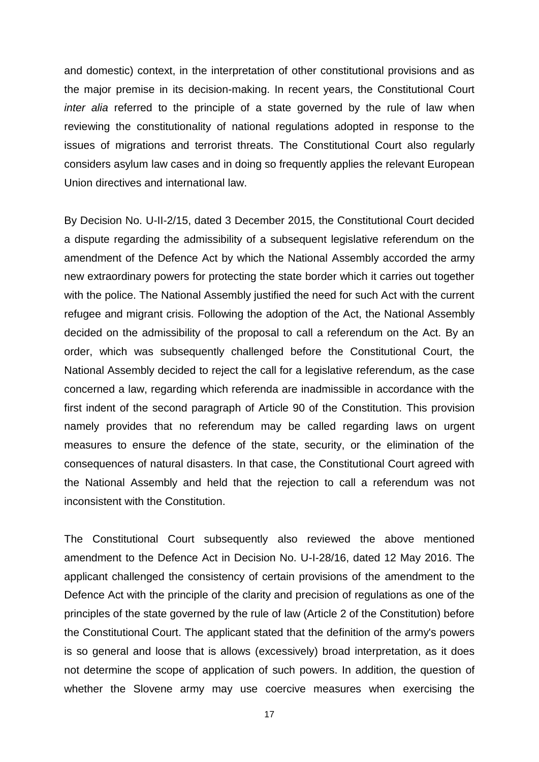and domestic) context, in the interpretation of other constitutional provisions and as the major premise in its decision-making. In recent years, the Constitutional Court *inter alia* referred to the principle of a state governed by the rule of law when reviewing the constitutionality of national regulations adopted in response to the issues of migrations and terrorist threats. The Constitutional Court also regularly considers asylum law cases and in doing so frequently applies the relevant European Union directives and international law.

By Decision No. U-II-2/15, dated 3 December 2015, the Constitutional Court decided a dispute regarding the admissibility of a subsequent legislative referendum on the amendment of the Defence Act by which the National Assembly accorded the army new extraordinary powers for protecting the state border which it carries out together with the police. The National Assembly justified the need for such Act with the current refugee and migrant crisis. Following the adoption of the Act, the National Assembly decided on the admissibility of the proposal to call a referendum on the Act. By an order, which was subsequently challenged before the Constitutional Court, the National Assembly decided to reject the call for a legislative referendum, as the case concerned a law, regarding which referenda are inadmissible in accordance with the first indent of the second paragraph of Article 90 of the Constitution. This provision namely provides that no referendum may be called regarding laws on urgent measures to ensure the defence of the state, security, or the elimination of the consequences of natural disasters. In that case, the Constitutional Court agreed with the National Assembly and held that the rejection to call a referendum was not inconsistent with the Constitution.

The Constitutional Court subsequently also reviewed the above mentioned amendment to the Defence Act in Decision No. U-I-28/16, dated 12 May 2016. The applicant challenged the consistency of certain provisions of the amendment to the Defence Act with the principle of the clarity and precision of regulations as one of the principles of the state governed by the rule of law (Article 2 of the Constitution) before the Constitutional Court. The applicant stated that the definition of the army's powers is so general and loose that is allows (excessively) broad interpretation, as it does not determine the scope of application of such powers. In addition, the question of whether the Slovene army may use coercive measures when exercising the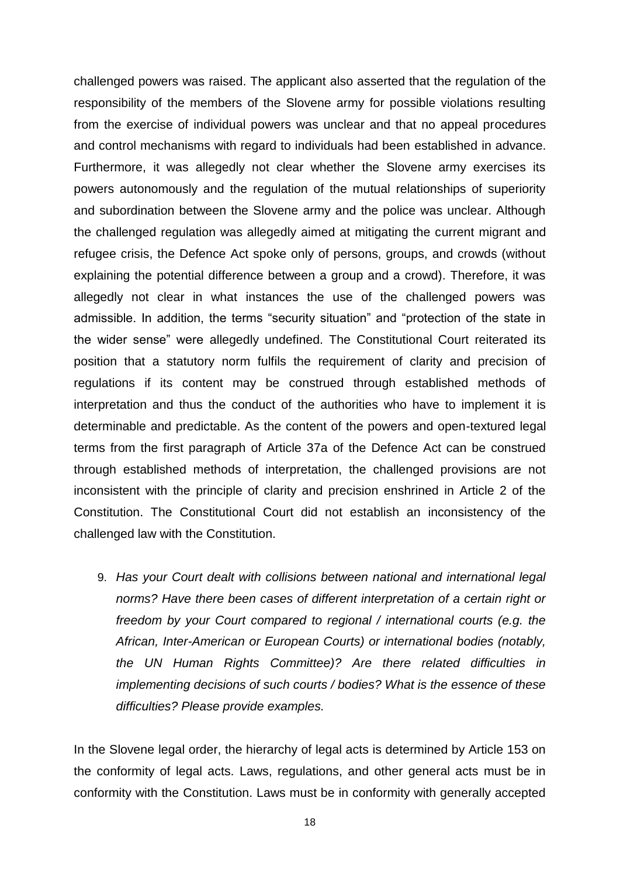challenged powers was raised. The applicant also asserted that the regulation of the responsibility of the members of the Slovene army for possible violations resulting from the exercise of individual powers was unclear and that no appeal procedures and control mechanisms with regard to individuals had been established in advance. Furthermore, it was allegedly not clear whether the Slovene army exercises its powers autonomously and the regulation of the mutual relationships of superiority and subordination between the Slovene army and the police was unclear. Although the challenged regulation was allegedly aimed at mitigating the current migrant and refugee crisis, the Defence Act spoke only of persons, groups, and crowds (without explaining the potential difference between a group and a crowd). Therefore, it was allegedly not clear in what instances the use of the challenged powers was admissible. In addition, the terms "security situation" and "protection of the state in the wider sense" were allegedly undefined. The Constitutional Court reiterated its position that a statutory norm fulfils the requirement of clarity and precision of regulations if its content may be construed through established methods of interpretation and thus the conduct of the authorities who have to implement it is determinable and predictable. As the content of the powers and open-textured legal terms from the first paragraph of Article 37a of the Defence Act can be construed through established methods of interpretation, the challenged provisions are not inconsistent with the principle of clarity and precision enshrined in Article 2 of the Constitution. The Constitutional Court did not establish an inconsistency of the challenged law with the Constitution.

9. *Has your Court dealt with collisions between national and international legal norms? Have there been cases of different interpretation of a certain right or freedom by your Court compared to regional / international courts (e.g. the African, Inter-American or European Courts) or international bodies (notably, the UN Human Rights Committee)? Are there related difficulties in implementing decisions of such courts / bodies? What is the essence of these difficulties? Please provide examples.*

In the Slovene legal order, the hierarchy of legal acts is determined by Article 153 on the conformity of legal acts. Laws, regulations, and other general acts must be in conformity with the Constitution. Laws must be in conformity with generally accepted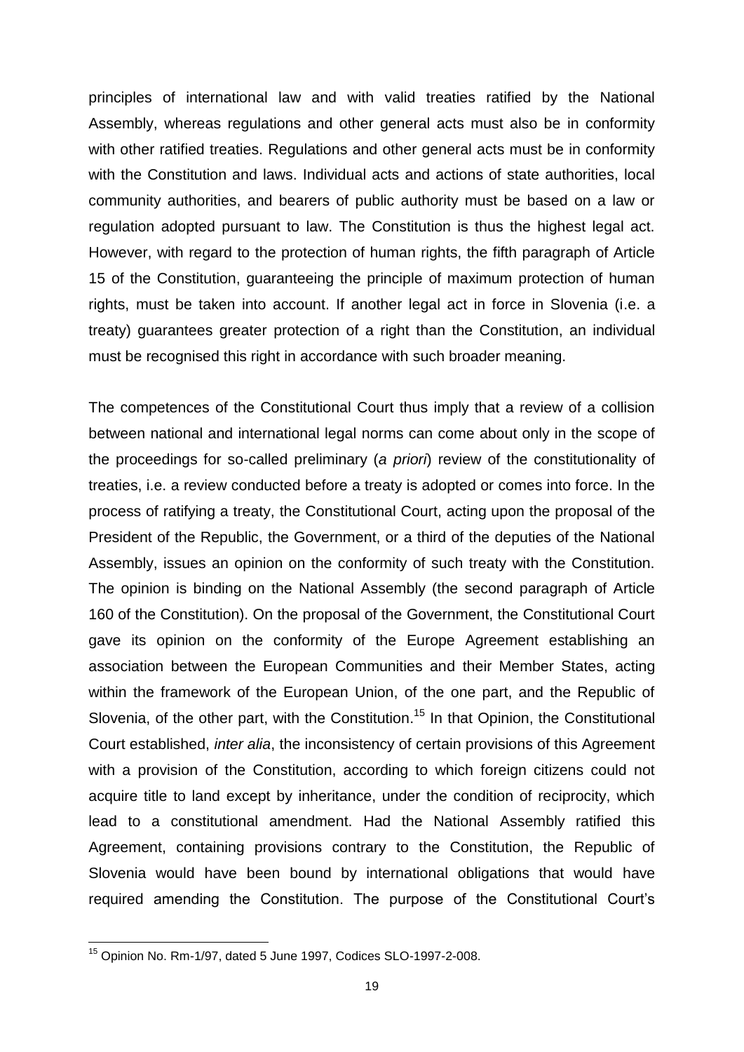principles of international law and with valid treaties ratified by the National Assembly, whereas regulations and other general acts must also be in conformity with other ratified treaties. Regulations and other general acts must be in conformity with the Constitution and laws. Individual acts and actions of state authorities, local community authorities, and bearers of public authority must be based on a law or regulation adopted pursuant to law. The Constitution is thus the highest legal act. However, with regard to the protection of human rights, the fifth paragraph of Article 15 of the Constitution, guaranteeing the principle of maximum protection of human rights, must be taken into account. If another legal act in force in Slovenia (i.e. a treaty) guarantees greater protection of a right than the Constitution, an individual must be recognised this right in accordance with such broader meaning.

The competences of the Constitutional Court thus imply that a review of a collision between national and international legal norms can come about only in the scope of the proceedings for so-called preliminary (*a priori*) review of the constitutionality of treaties, i.e. a review conducted before a treaty is adopted or comes into force. In the process of ratifying a treaty, the Constitutional Court, acting upon the proposal of the President of the Republic, the Government, or a third of the deputies of the National Assembly, issues an opinion on the conformity of such treaty with the Constitution. The opinion is binding on the National Assembly (the second paragraph of Article 160 of the Constitution). On the proposal of the Government, the Constitutional Court gave its opinion on the conformity of the Europe Agreement establishing an association between the European Communities and their Member States, acting within the framework of the European Union, of the one part, and the Republic of Slovenia, of the other part, with the Constitution.[15] In that Opinion, the Constitutional Court established, *inter alia*, the inconsistency of certain provisions of this Agreement with a provision of the Constitution, according to which foreign citizens could not acquire title to land except by inheritance, under the condition of reciprocity, which lead to a constitutional amendment. Had the National Assembly ratified this Agreement, containing provisions contrary to the Constitution, the Republic of Slovenia would have been bound by international obligations that would have required amending the Constitution. The purpose of the Constitutional Court's

[15] Opinion No. Rm-1/97, dated 5 June 1997, Codices SLO-1997-2-008.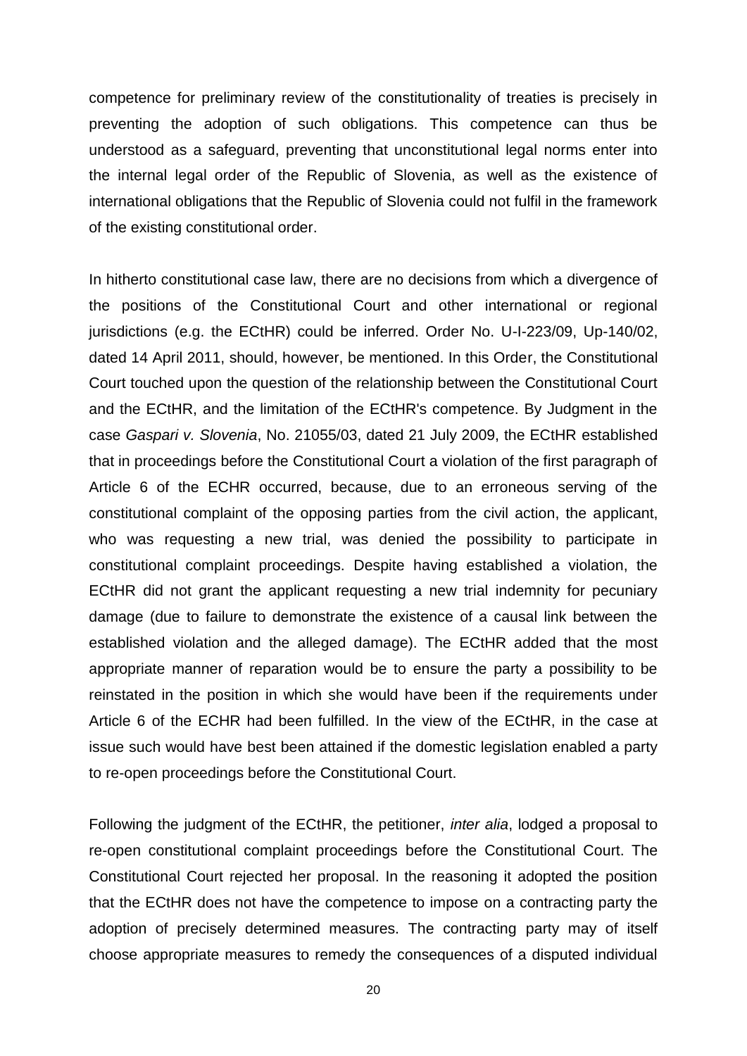competence for preliminary review of the constitutionality of treaties is precisely in preventing the adoption of such obligations. This competence can thus be understood as a safeguard, preventing that unconstitutional legal norms enter into the internal legal order of the Republic of Slovenia, as well as the existence of international obligations that the Republic of Slovenia could not fulfil in the framework of the existing constitutional order.

In hitherto constitutional case law, there are no decisions from which a divergence of the positions of the Constitutional Court and other international or regional jurisdictions (e.g. the ECtHR) could be inferred. Order No. U-I-223/09, Up-140/02, dated 14 April 2011, should, however, be mentioned. In this Order, the Constitutional Court touched upon the question of the relationship between the Constitutional Court and the ECtHR, and the limitation of the ECtHR's competence. By Judgment in the case *Gaspari v. Slovenia*, No. 21055/03, dated 21 July 2009, the ECtHR established that in proceedings before the Constitutional Court a violation of the first paragraph of Article 6 of the ECHR occurred, because, due to an erroneous serving of the constitutional complaint of the opposing parties from the civil action, the applicant, who was requesting a new trial, was denied the possibility to participate in constitutional complaint proceedings. Despite having established a violation, the ECtHR did not grant the applicant requesting a new trial indemnity for pecuniary damage (due to failure to demonstrate the existence of a causal link between the established violation and the alleged damage). The ECtHR added that the most appropriate manner of reparation would be to ensure the party a possibility to be reinstated in the position in which she would have been if the requirements under Article 6 of the ECHR had been fulfilled. In the view of the ECtHR, in the case at issue such would have best been attained if the domestic legislation enabled a party to re-open proceedings before the Constitutional Court.

Following the judgment of the ECtHR, the petitioner, *inter alia*, lodged a proposal to re-open constitutional complaint proceedings before the Constitutional Court. The Constitutional Court rejected her proposal. In the reasoning it adopted the position that the ECtHR does not have the competence to impose on a contracting party the adoption of precisely determined measures. The contracting party may of itself choose appropriate measures to remedy the consequences of a disputed individual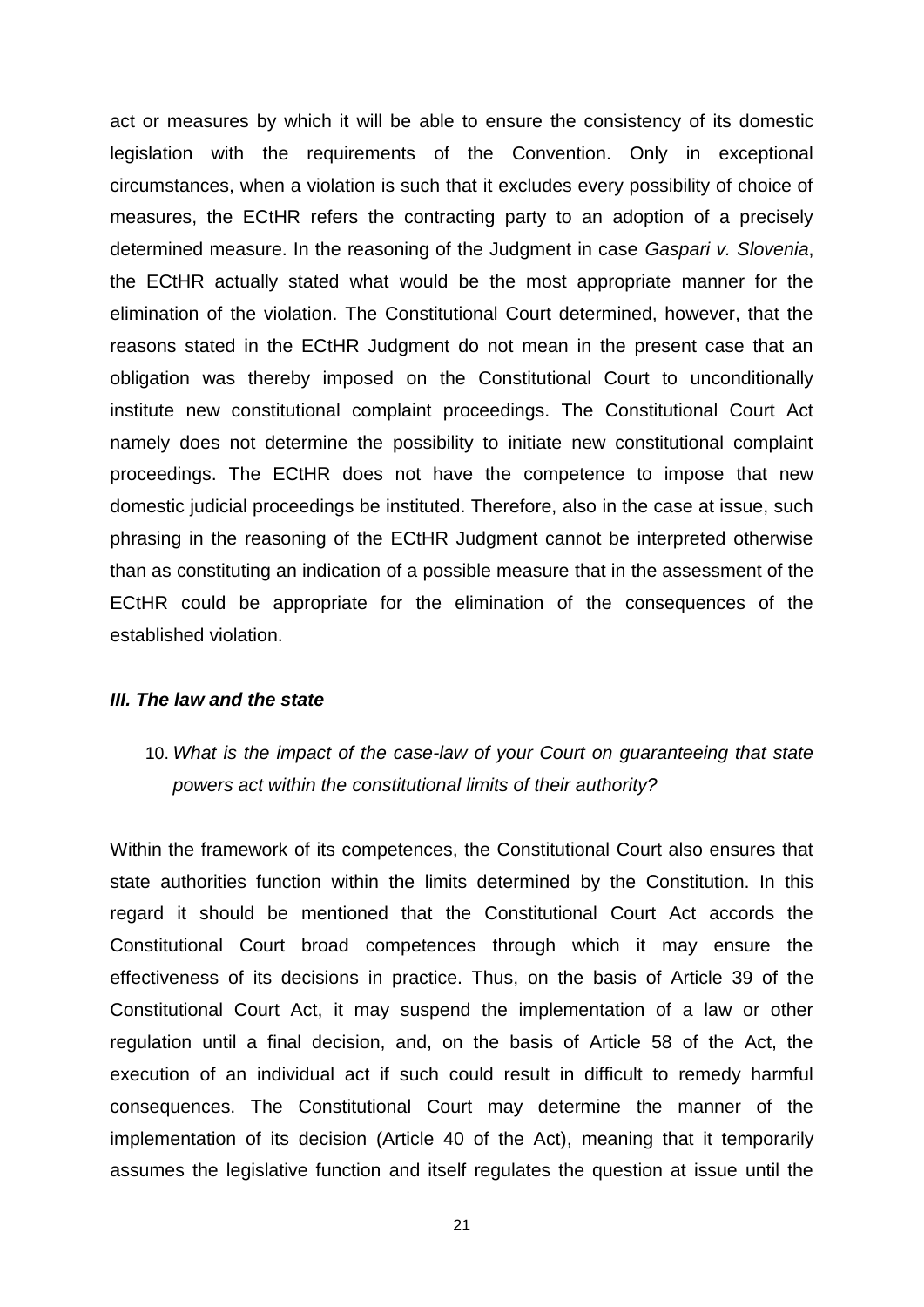act or measures by which it will be able to ensure the consistency of its domestic legislation with the requirements of the Convention. Only in exceptional circumstances, when a violation is such that it excludes every possibility of choice of measures, the ECtHR refers the contracting party to an adoption of a precisely determined measure. In the reasoning of the Judgment in case *Gaspari v. Slovenia*, the ECtHR actually stated what would be the most appropriate manner for the elimination of the violation. The Constitutional Court determined, however, that the reasons stated in the ECtHR Judgment do not mean in the present case that an obligation was thereby imposed on the Constitutional Court to unconditionally institute new constitutional complaint proceedings. The Constitutional Court Act namely does not determine the possibility to initiate new constitutional complaint proceedings. The ECtHR does not have the competence to impose that new domestic judicial proceedings be instituted. Therefore, also in the case at issue, such phrasing in the reasoning of the ECtHR Judgment cannot be interpreted otherwise than as constituting an indication of a possible measure that in the assessment of the ECtHR could be appropriate for the elimination of the consequences of the established violation.

### *III. The law and the state*

10. *What is the impact of the case-law of your Court on guaranteeing that state powers act within the constitutional limits of their authority?*

Within the framework of its competences, the Constitutional Court also ensures that state authorities function within the limits determined by the Constitution. In this regard it should be mentioned that the Constitutional Court Act accords the Constitutional Court broad competences through which it may ensure the effectiveness of its decisions in practice. Thus, on the basis of Article 39 of the Constitutional Court Act, it may suspend the implementation of a law or other regulation until a final decision, and, on the basis of Article 58 of the Act, the execution of an individual act if such could result in difficult to remedy harmful consequences. The Constitutional Court may determine the manner of the implementation of its decision (Article 40 of the Act), meaning that it temporarily assumes the legislative function and itself regulates the question at issue until the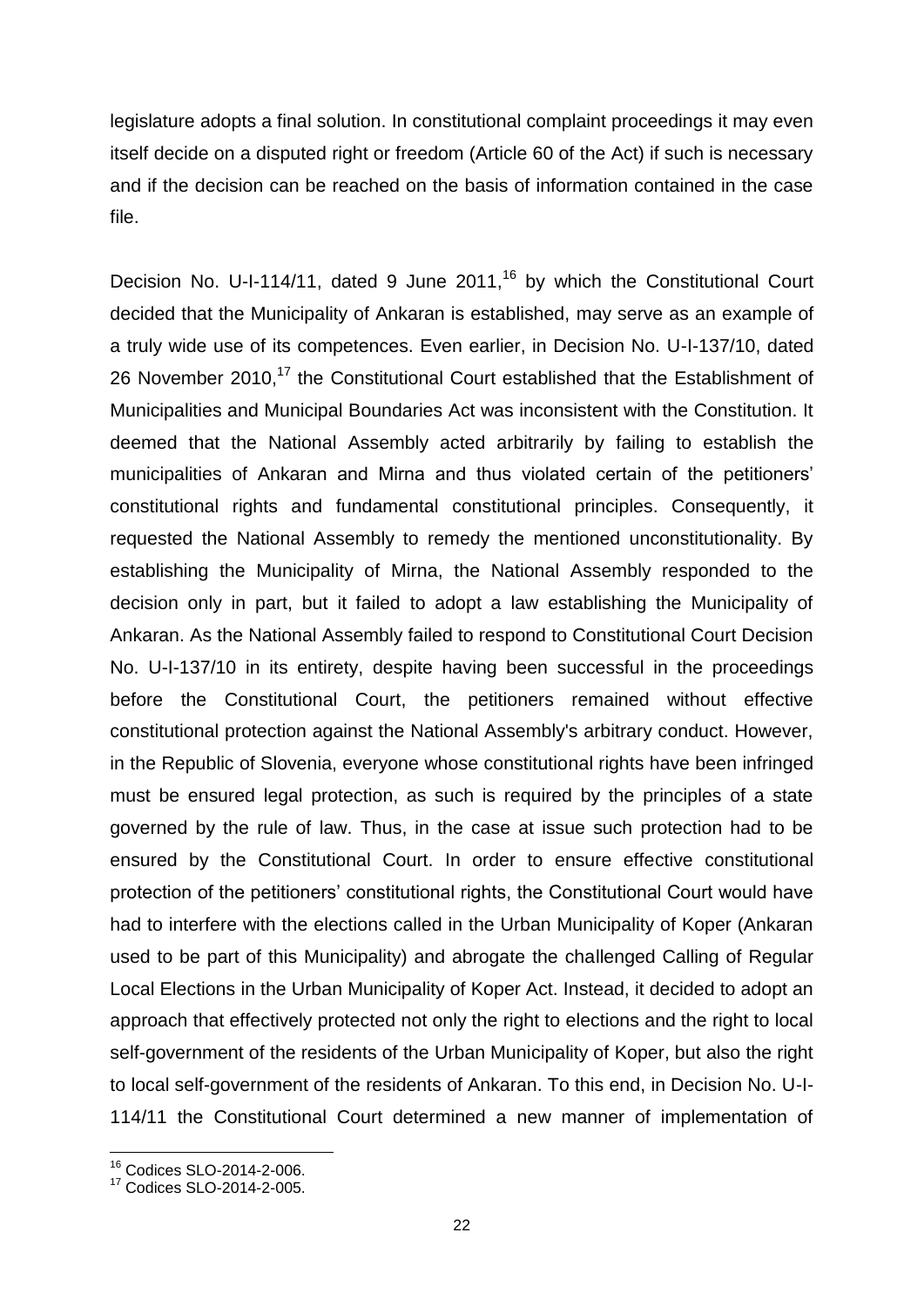legislature adopts a final solution. In constitutional complaint proceedings it may even itself decide on a disputed right or freedom (Article 60 of the Act) if such is necessary and if the decision can be reached on the basis of information contained in the case file.

Decision No. U-I-114/11, dated 9 June 2011,[16] by which the Constitutional Court decided that the Municipality of Ankaran is established, may serve as an example of a truly wide use of its competences. Even earlier, in Decision No. U-I-137/10, dated 26 November 2010,[17] the Constitutional Court established that the Establishment of Municipalities and Municipal Boundaries Act was inconsistent with the Constitution. It deemed that the National Assembly acted arbitrarily by failing to establish the municipalities of Ankaran and Mirna and thus violated certain of the petitioners' constitutional rights and fundamental constitutional principles. Consequently, it requested the National Assembly to remedy the mentioned unconstitutionality. By establishing the Municipality of Mirna, the National Assembly responded to the decision only in part, but it failed to adopt a law establishing the Municipality of Ankaran. As the National Assembly failed to respond to Constitutional Court Decision No. U-I-137/10 in its entirety, despite having been successful in the proceedings before the Constitutional Court, the petitioners remained without effective constitutional protection against the National Assembly's arbitrary conduct. However, in the Republic of Slovenia, everyone whose constitutional rights have been infringed must be ensured legal protection, as such is required by the principles of a state governed by the rule of law. Thus, in the case at issue such protection had to be ensured by the Constitutional Court. In order to ensure effective constitutional protection of the petitioners' constitutional rights, the Constitutional Court would have had to interfere with the elections called in the Urban Municipality of Koper (Ankaran used to be part of this Municipality) and abrogate the challenged Calling of Regular Local Elections in the Urban Municipality of Koper Act. Instead, it decided to adopt an approach that effectively protected not only the right to elections and the right to local self-government of the residents of the Urban Municipality of Koper, but also the right to local self-government of the residents of Ankaran. To this end, in Decision No. U-I-114/11 the Constitutional Court determined a new manner of implementation of

[16] Codices SLO-2014-2-006.

[17] Codices SLO-2014-2-005.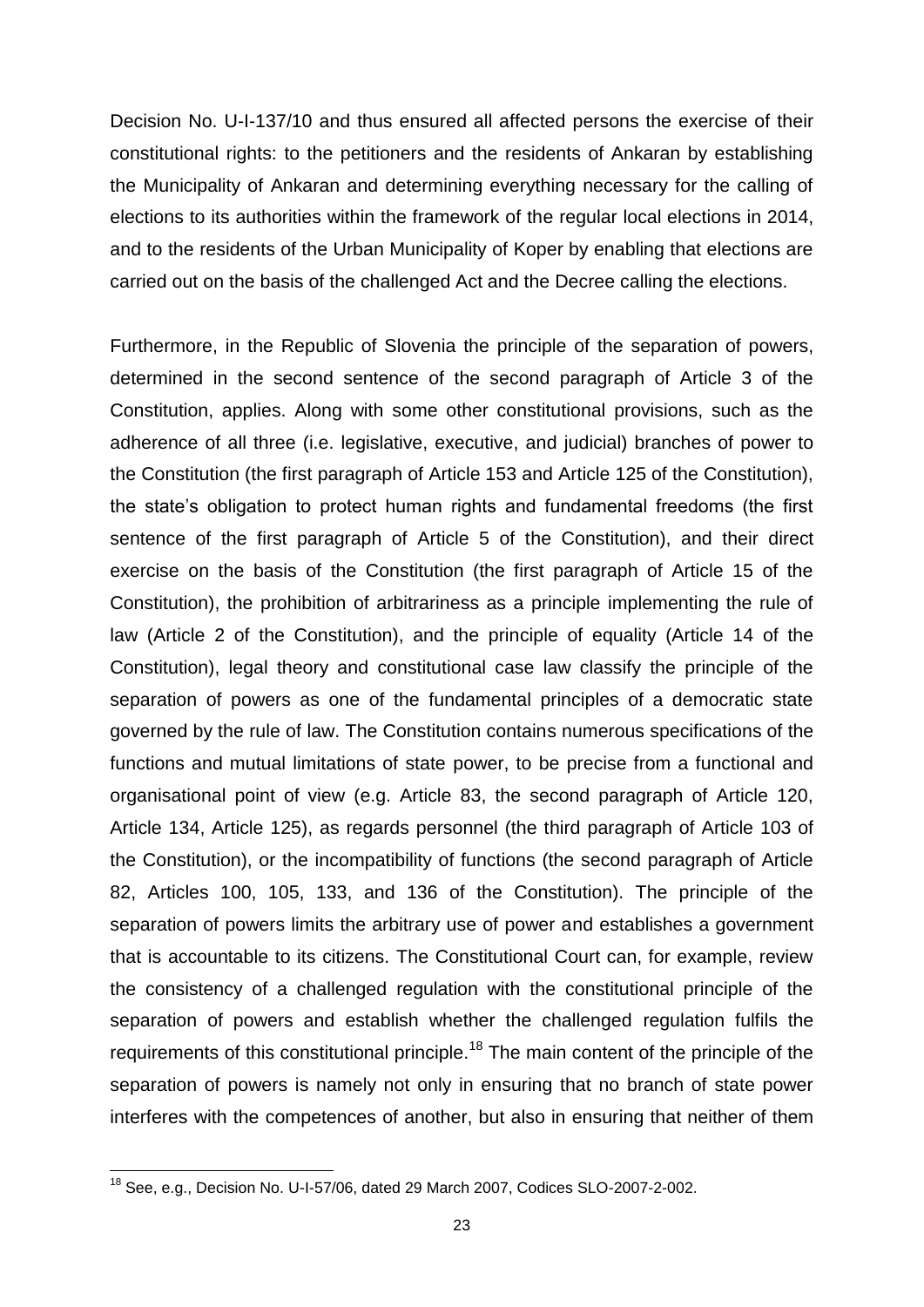Decision No. U-I-137/10 and thus ensured all affected persons the exercise of their constitutional rights: to the petitioners and the residents of Ankaran by establishing the Municipality of Ankaran and determining everything necessary for the calling of elections to its authorities within the framework of the regular local elections in 2014, and to the residents of the Urban Municipality of Koper by enabling that elections are carried out on the basis of the challenged Act and the Decree calling the elections.

Furthermore, in the Republic of Slovenia the principle of the separation of powers, determined in the second sentence of the second paragraph of Article 3 of the Constitution, applies. Along with some other constitutional provisions, such as the adherence of all three (i.e. legislative, executive, and judicial) branches of power to the Constitution (the first paragraph of Article 153 and Article 125 of the Constitution), the state's obligation to protect human rights and fundamental freedoms (the first sentence of the first paragraph of Article 5 of the Constitution), and their direct exercise on the basis of the Constitution (the first paragraph of Article 15 of the Constitution), the prohibition of arbitrariness as a principle implementing the rule of law (Article 2 of the Constitution), and the principle of equality (Article 14 of the Constitution), legal theory and constitutional case law classify the principle of the separation of powers as one of the fundamental principles of a democratic state governed by the rule of law. The Constitution contains numerous specifications of the functions and mutual limitations of state power, to be precise from a functional and organisational point of view (e.g. Article 83, the second paragraph of Article 120, Article 134, Article 125), as regards personnel (the third paragraph of Article 103 of the Constitution), or the incompatibility of functions (the second paragraph of Article 82, Articles 100, 105, 133, and 136 of the Constitution). The principle of the separation of powers limits the arbitrary use of power and establishes a government that is accountable to its citizens. The Constitutional Court can, for example, review the consistency of a challenged regulation with the constitutional principle of the separation of powers and establish whether the challenged regulation fulfils the requirements of this constitutional principle.[18] The main content of the principle of the separation of powers is namely not only in ensuring that no branch of state power interferes with the competences of another, but also in ensuring that neither of them

[18] See, e.g., Decision No. U-I-57/06, dated 29 March 2007, Codices SLO-2007-2-002.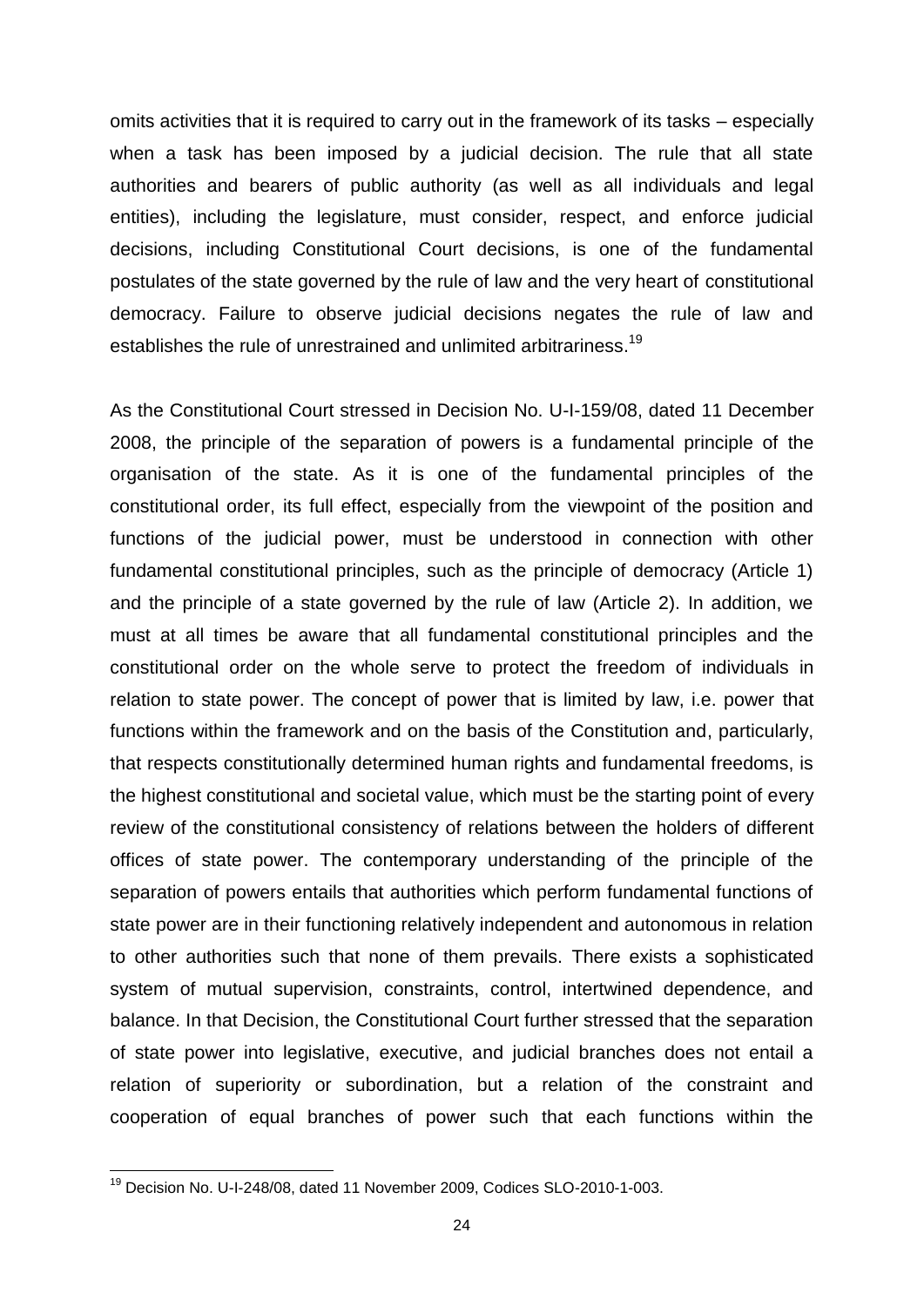omits activities that it is required to carry out in the framework of its tasks – especially when a task has been imposed by a judicial decision. The rule that all state authorities and bearers of public authority (as well as all individuals and legal entities), including the legislature, must consider, respect, and enforce judicial decisions, including Constitutional Court decisions, is one of the fundamental postulates of the state governed by the rule of law and the very heart of constitutional democracy. Failure to observe judicial decisions negates the rule of law and establishes the rule of unrestrained and unlimited arbitrariness.[19]

As the Constitutional Court stressed in Decision No. U-I-159/08, dated 11 December 2008, the principle of the separation of powers is a fundamental principle of the organisation of the state. As it is one of the fundamental principles of the constitutional order, its full effect, especially from the viewpoint of the position and functions of the judicial power, must be understood in connection with other fundamental constitutional principles, such as the principle of democracy (Article 1) and the principle of a state governed by the rule of law (Article 2). In addition, we must at all times be aware that all fundamental constitutional principles and the constitutional order on the whole serve to protect the freedom of individuals in relation to state power. The concept of power that is limited by law, i.e. power that functions within the framework and on the basis of the Constitution and, particularly, that respects constitutionally determined human rights and fundamental freedoms, is the highest constitutional and societal value, which must be the starting point of every review of the constitutional consistency of relations between the holders of different offices of state power. The contemporary understanding of the principle of the separation of powers entails that authorities which perform fundamental functions of state power are in their functioning relatively independent and autonomous in relation to other authorities such that none of them prevails. There exists a sophisticated system of mutual supervision, constraints, control, intertwined dependence, and balance. In that Decision, the Constitutional Court further stressed that the separation of state power into legislative, executive, and judicial branches does not entail a relation of superiority or subordination, but a relation of the constraint and cooperation of equal branches of power such that each functions within the

[19] Decision No. U-I-248/08, dated 11 November 2009, Codices SLO-2010-1-003.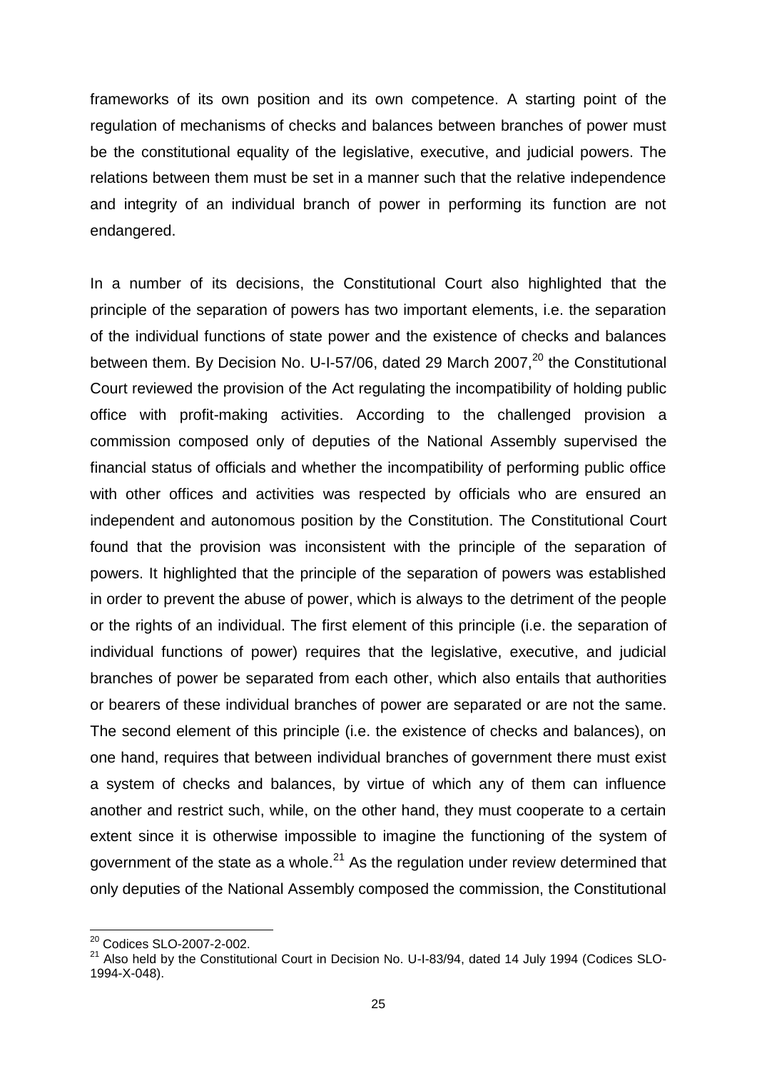frameworks of its own position and its own competence. A starting point of the regulation of mechanisms of checks and balances between branches of power must be the constitutional equality of the legislative, executive, and judicial powers. The relations between them must be set in a manner such that the relative independence and integrity of an individual branch of power in performing its function are not endangered.

In a number of its decisions, the Constitutional Court also highlighted that the principle of the separation of powers has two important elements, i.e. the separation of the individual functions of state power and the existence of checks and balances between them. By Decision No. U-I-57/06, dated 29 March 2007,[20] the Constitutional Court reviewed the provision of the Act regulating the incompatibility of holding public office with profit-making activities. According to the challenged provision a commission composed only of deputies of the National Assembly supervised the financial status of officials and whether the incompatibility of performing public office with other offices and activities was respected by officials who are ensured an independent and autonomous position by the Constitution. The Constitutional Court found that the provision was inconsistent with the principle of the separation of powers. It highlighted that the principle of the separation of powers was established in order to prevent the abuse of power, which is always to the detriment of the people or the rights of an individual. The first element of this principle (i.e. the separation of individual functions of power) requires that the legislative, executive, and judicial branches of power be separated from each other, which also entails that authorities or bearers of these individual branches of power are separated or are not the same. The second element of this principle (i.e. the existence of checks and balances), on one hand, requires that between individual branches of government there must exist a system of checks and balances, by virtue of which any of them can influence another and restrict such, while, on the other hand, they must cooperate to a certain extent since it is otherwise impossible to imagine the functioning of the system of government of the state as a whole.[21] As the regulation under review determined that only deputies of the National Assembly composed the commission, the Constitutional

---

[20] Codices SLO-2007-2-002.

[21] Also held by the Constitutional Court in Decision No. U-I-83/94, dated 14 July 1994 (Codices SLO-1994-X-048).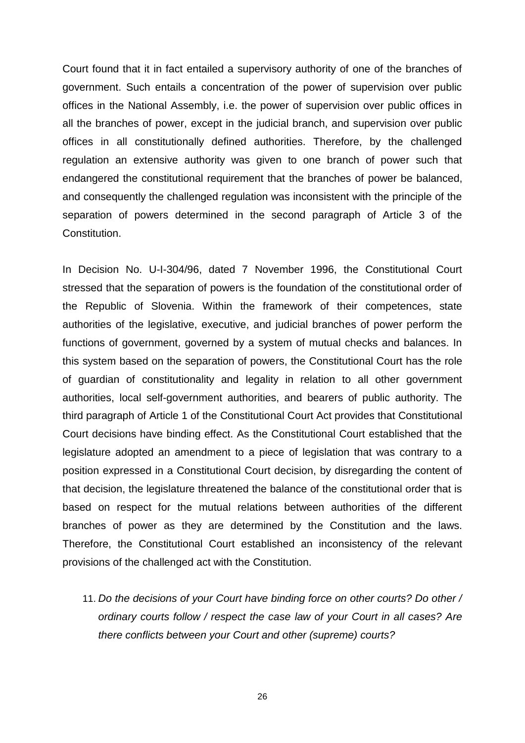Court found that it in fact entailed a supervisory authority of one of the branches of government. Such entails a concentration of the power of supervision over public offices in the National Assembly, i.e. the power of supervision over public offices in all the branches of power, except in the judicial branch, and supervision over public offices in all constitutionally defined authorities. Therefore, by the challenged regulation an extensive authority was given to one branch of power such that endangered the constitutional requirement that the branches of power be balanced, and consequently the challenged regulation was inconsistent with the principle of the separation of powers determined in the second paragraph of Article 3 of the Constitution.

In Decision No. U-I-304/96, dated 7 November 1996, the Constitutional Court stressed that the separation of powers is the foundation of the constitutional order of the Republic of Slovenia. Within the framework of their competences, state authorities of the legislative, executive, and judicial branches of power perform the functions of government, governed by a system of mutual checks and balances. In this system based on the separation of powers, the Constitutional Court has the role of guardian of constitutionality and legality in relation to all other government authorities, local self-government authorities, and bearers of public authority. The third paragraph of Article 1 of the Constitutional Court Act provides that Constitutional Court decisions have binding effect. As the Constitutional Court established that the legislature adopted an amendment to a piece of legislation that was contrary to a position expressed in a Constitutional Court decision, by disregarding the content of that decision, the legislature threatened the balance of the constitutional order that is based on respect for the mutual relations between authorities of the different branches of power as they are determined by the Constitution and the laws. Therefore, the Constitutional Court established an inconsistency of the relevant provisions of the challenged act with the Constitution.

11. *Do the decisions of your Court have binding force on other courts? Do other / ordinary courts follow / respect the case law of your Court in all cases? Are there conflicts between your Court and other (supreme) courts?*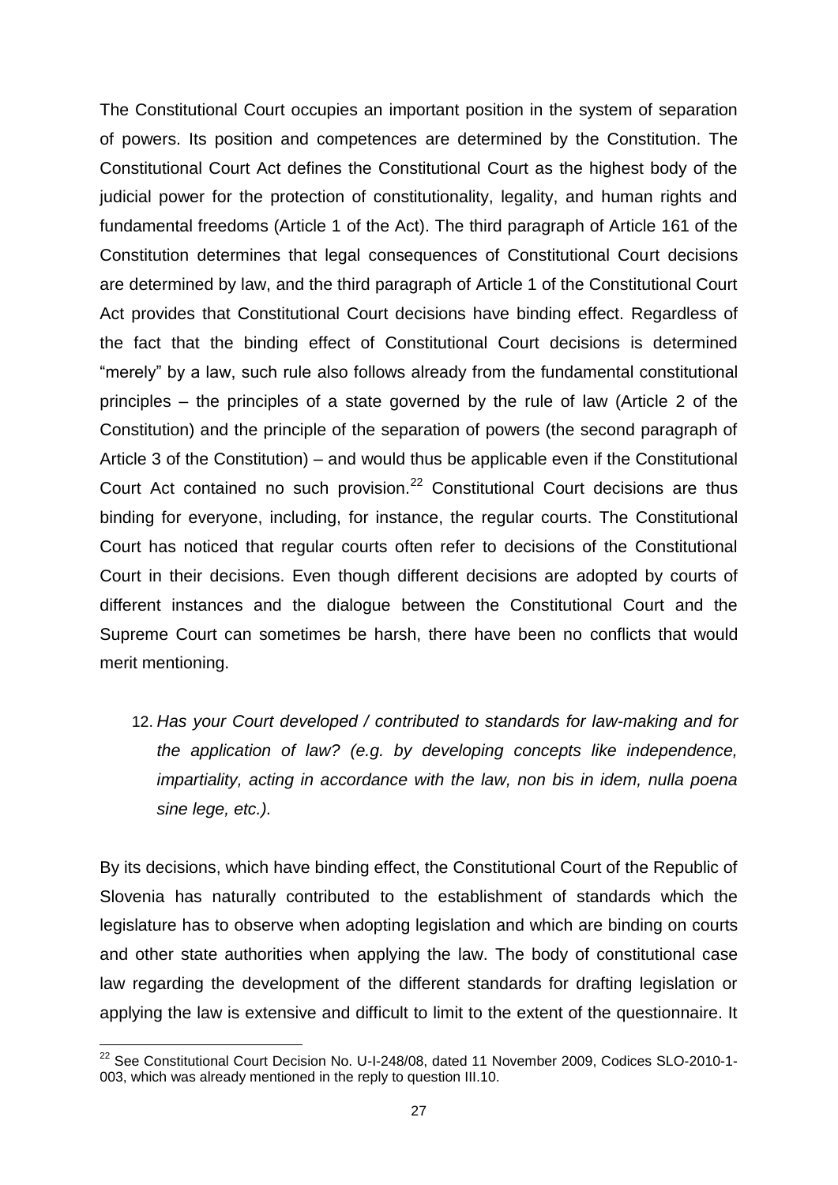The Constitutional Court occupies an important position in the system of separation of powers. Its position and competences are determined by the Constitution. The Constitutional Court Act defines the Constitutional Court as the highest body of the judicial power for the protection of constitutionality, legality, and human rights and fundamental freedoms (Article 1 of the Act). The third paragraph of Article 161 of the Constitution determines that legal consequences of Constitutional Court decisions are determined by law, and the third paragraph of Article 1 of the Constitutional Court Act provides that Constitutional Court decisions have binding effect. Regardless of the fact that the binding effect of Constitutional Court decisions is determined "merely" by a law, such rule also follows already from the fundamental constitutional principles – the principles of a state governed by the rule of law (Article 2 of the Constitution) and the principle of the separation of powers (the second paragraph of Article 3 of the Constitution) – and would thus be applicable even if the Constitutional Court Act contained no such provision.[22] Constitutional Court decisions are thus binding for everyone, including, for instance, the regular courts. The Constitutional Court has noticed that regular courts often refer to decisions of the Constitutional Court in their decisions. Even though different decisions are adopted by courts of different instances and the dialogue between the Constitutional Court and the Supreme Court can sometimes be harsh, there have been no conflicts that would merit mentioning.

12. *Has your Court developed / contributed to standards for law-making and for the application of law? (e.g. by developing concepts like independence, impartiality, acting in accordance with the law, non bis in idem, nulla poena sine lege, etc.).*

By its decisions, which have binding effect, the Constitutional Court of the Republic of Slovenia has naturally contributed to the establishment of standards which the legislature has to observe when adopting legislation and which are binding on courts and other state authorities when applying the law. The body of constitutional case law regarding the development of the different standards for drafting legislation or applying the law is extensive and difficult to limit to the extent of the questionnaire. It

[22] See Constitutional Court Decision No. U-I-248/08, dated 11 November 2009, Codices SLO-2010-1-003, which was already mentioned in the reply to question III.10.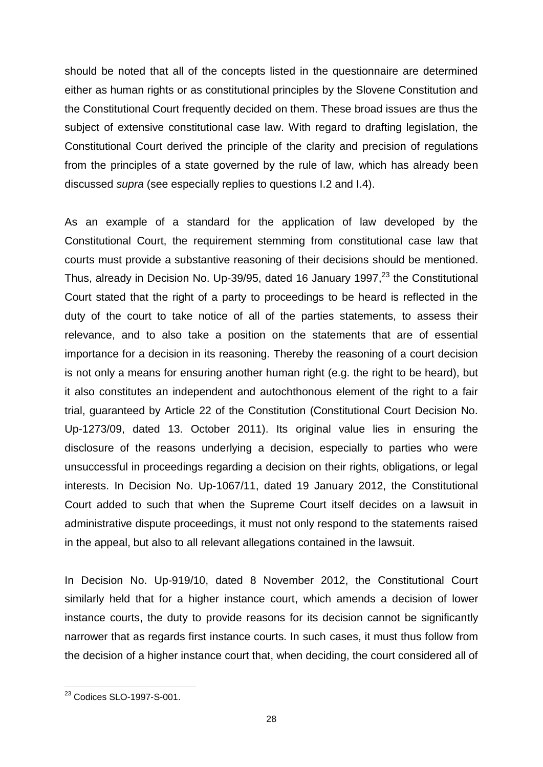should be noted that all of the concepts listed in the questionnaire are determined either as human rights or as constitutional principles by the Slovene Constitution and the Constitutional Court frequently decided on them. These broad issues are thus the subject of extensive constitutional case law. With regard to drafting legislation, the Constitutional Court derived the principle of the clarity and precision of regulations from the principles of a state governed by the rule of law, which has already been discussed *supra* (see especially replies to questions I.2 and I.4).

As an example of a standard for the application of law developed by the Constitutional Court, the requirement stemming from constitutional case law that courts must provide a substantive reasoning of their decisions should be mentioned. Thus, already in Decision No. Up-39/95, dated 16 January 1997,[23] the Constitutional Court stated that the right of a party to proceedings to be heard is reflected in the duty of the court to take notice of all of the parties statements, to assess their relevance, and to also take a position on the statements that are of essential importance for a decision in its reasoning. Thereby the reasoning of a court decision is not only a means for ensuring another human right (e.g. the right to be heard), but it also constitutes an independent and autochthonous element of the right to a fair trial, guaranteed by Article 22 of the Constitution (Constitutional Court Decision No. Up-1273/09, dated 13. October 2011). Its original value lies in ensuring the disclosure of the reasons underlying a decision, especially to parties who were unsuccessful in proceedings regarding a decision on their rights, obligations, or legal interests. In Decision No. Up-1067/11, dated 19 January 2012, the Constitutional Court added to such that when the Supreme Court itself decides on a lawsuit in administrative dispute proceedings, it must not only respond to the statements raised in the appeal, but also to all relevant allegations contained in the lawsuit.

In Decision No. Up-919/10, dated 8 November 2012, the Constitutional Court similarly held that for a higher instance court, which amends a decision of lower instance courts, the duty to provide reasons for its decision cannot be significantly narrower that as regards first instance courts. In such cases, it must thus follow from the decision of a higher instance court that, when deciding, the court considered all of

[23] Codices SLO-1997-S-001.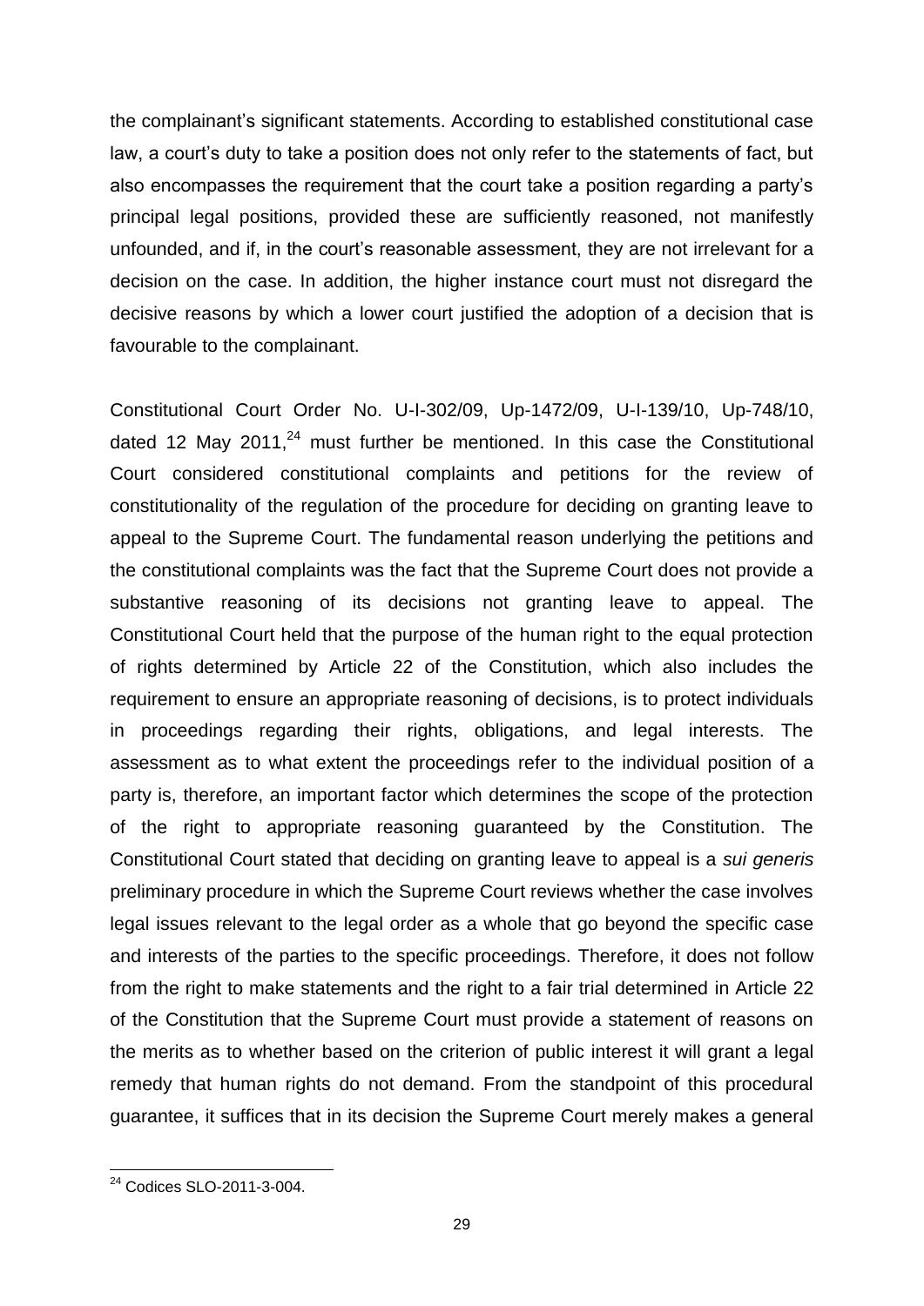the complainant's significant statements. According to established constitutional case law, a court's duty to take a position does not only refer to the statements of fact, but also encompasses the requirement that the court take a position regarding a party's principal legal positions, provided these are sufficiently reasoned, not manifestly unfounded, and if, in the court's reasonable assessment, they are not irrelevant for a decision on the case. In addition, the higher instance court must not disregard the decisive reasons by which a lower court justified the adoption of a decision that is favourable to the complainant.

Constitutional Court Order No. U-I-302/09, Up-1472/09, U-I-139/10, Up-748/10, dated 12 May 2011,[24] must further be mentioned. In this case the Constitutional Court considered constitutional complaints and petitions for the review of constitutionality of the regulation of the procedure for deciding on granting leave to appeal to the Supreme Court. The fundamental reason underlying the petitions and the constitutional complaints was the fact that the Supreme Court does not provide a substantive reasoning of its decisions not granting leave to appeal. The Constitutional Court held that the purpose of the human right to the equal protection of rights determined by Article 22 of the Constitution, which also includes the requirement to ensure an appropriate reasoning of decisions, is to protect individuals in proceedings regarding their rights, obligations, and legal interests. The assessment as to what extent the proceedings refer to the individual position of a party is, therefore, an important factor which determines the scope of the protection of the right to appropriate reasoning guaranteed by the Constitution. The Constitutional Court stated that deciding on granting leave to appeal is a *sui generis* preliminary procedure in which the Supreme Court reviews whether the case involves legal issues relevant to the legal order as a whole that go beyond the specific case and interests of the parties to the specific proceedings. Therefore, it does not follow from the right to make statements and the right to a fair trial determined in Article 22 of the Constitution that the Supreme Court must provide a statement of reasons on the merits as to whether based on the criterion of public interest it will grant a legal remedy that human rights do not demand. From the standpoint of this procedural guarantee, it suffices that in its decision the Supreme Court merely makes a general

[24] Codices SLO-2011-3-004.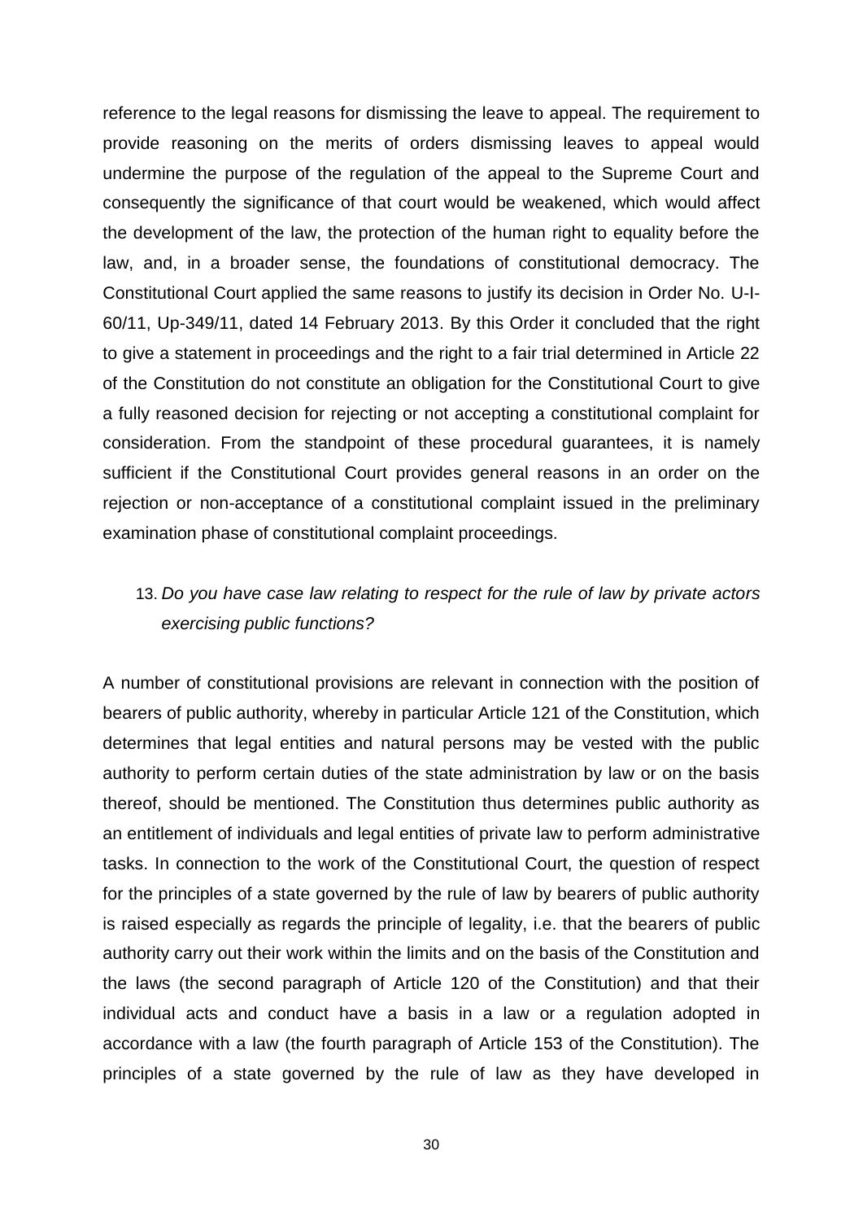reference to the legal reasons for dismissing the leave to appeal. The requirement to provide reasoning on the merits of orders dismissing leaves to appeal would undermine the purpose of the regulation of the appeal to the Supreme Court and consequently the significance of that court would be weakened, which would affect the development of the law, the protection of the human right to equality before the law, and, in a broader sense, the foundations of constitutional democracy. The Constitutional Court applied the same reasons to justify its decision in Order No. U-I-60/11, Up-349/11, dated 14 February 2013. By this Order it concluded that the right to give a statement in proceedings and the right to a fair trial determined in Article 22 of the Constitution do not constitute an obligation for the Constitutional Court to give a fully reasoned decision for rejecting or not accepting a constitutional complaint for consideration. From the standpoint of these procedural guarantees, it is namely sufficient if the Constitutional Court provides general reasons in an order on the rejection or non-acceptance of a constitutional complaint issued in the preliminary examination phase of constitutional complaint proceedings.

13. *Do you have case law relating to respect for the rule of law by private actors exercising public functions?*

A number of constitutional provisions are relevant in connection with the position of bearers of public authority, whereby in particular Article 121 of the Constitution, which determines that legal entities and natural persons may be vested with the public authority to perform certain duties of the state administration by law or on the basis thereof, should be mentioned. The Constitution thus determines public authority as an entitlement of individuals and legal entities of private law to perform administrative tasks. In connection to the work of the Constitutional Court, the question of respect for the principles of a state governed by the rule of law by bearers of public authority is raised especially as regards the principle of legality, i.e. that the bearers of public authority carry out their work within the limits and on the basis of the Constitution and the laws (the second paragraph of Article 120 of the Constitution) and that their individual acts and conduct have a basis in a law or a regulation adopted in accordance with a law (the fourth paragraph of Article 153 of the Constitution). The principles of a state governed by the rule of law as they have developed in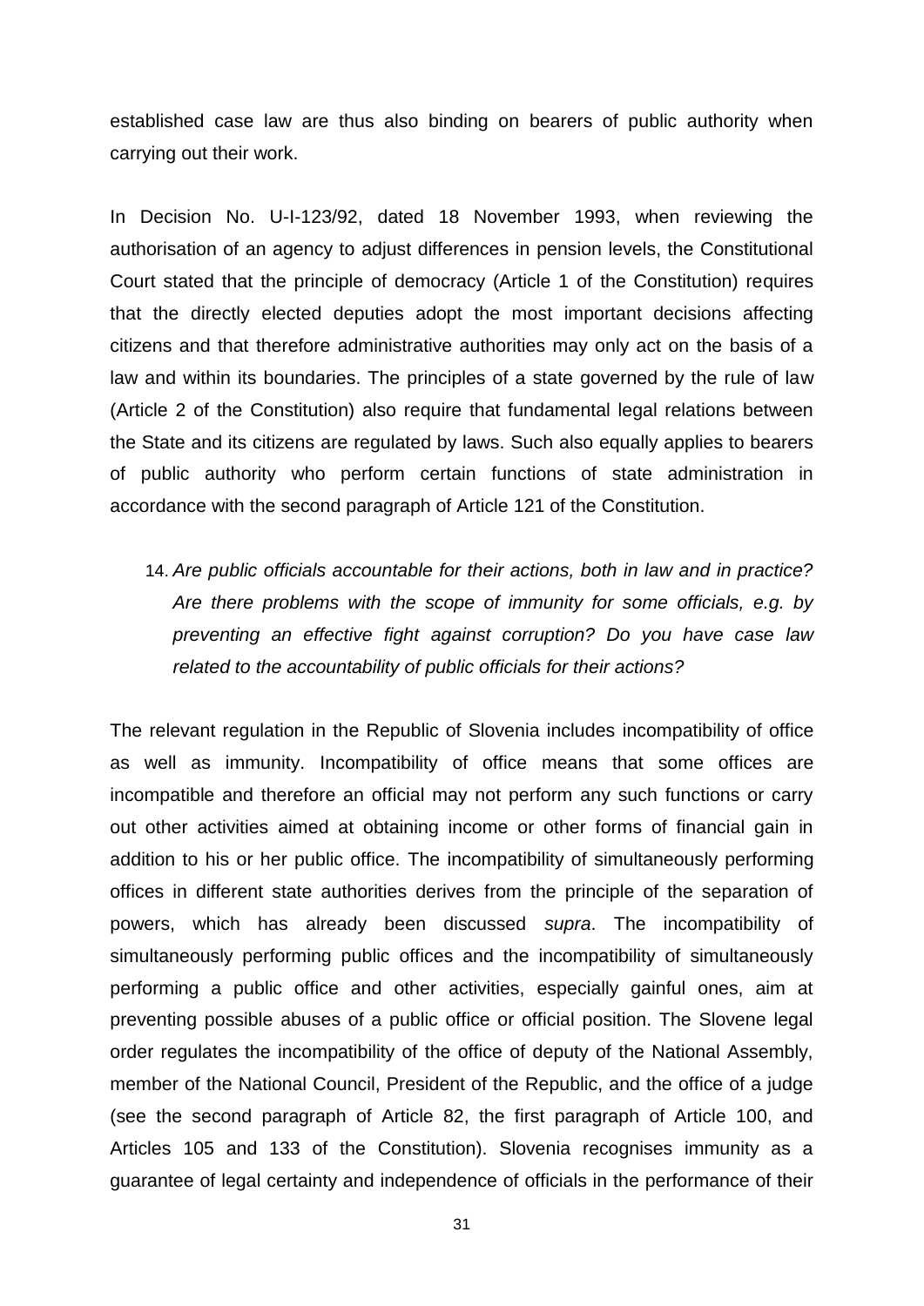established case law are thus also binding on bearers of public authority when carrying out their work.

In Decision No. U-I-123/92, dated 18 November 1993, when reviewing the authorisation of an agency to adjust differences in pension levels, the Constitutional Court stated that the principle of democracy (Article 1 of the Constitution) requires that the directly elected deputies adopt the most important decisions affecting citizens and that therefore administrative authorities may only act on the basis of a law and within its boundaries. The principles of a state governed by the rule of law (Article 2 of the Constitution) also require that fundamental legal relations between the State and its citizens are regulated by laws. Such also equally applies to bearers of public authority who perform certain functions of state administration in accordance with the second paragraph of Article 121 of the Constitution.

14. *Are public officials accountable for their actions, both in law and in practice? Are there problems with the scope of immunity for some officials, e.g. by preventing an effective fight against corruption? Do you have case law related to the accountability of public officials for their actions?*

The relevant regulation in the Republic of Slovenia includes incompatibility of office as well as immunity. Incompatibility of office means that some offices are incompatible and therefore an official may not perform any such functions or carry out other activities aimed at obtaining income or other forms of financial gain in addition to his or her public office. The incompatibility of simultaneously performing offices in different state authorities derives from the principle of the separation of powers, which has already been discussed *supra*. The incompatibility of simultaneously performing public offices and the incompatibility of simultaneously performing a public office and other activities, especially gainful ones, aim at preventing possible abuses of a public office or official position. The Slovene legal order regulates the incompatibility of the office of deputy of the National Assembly, member of the National Council, President of the Republic, and the office of a judge (see the second paragraph of Article 82, the first paragraph of Article 100, and Articles 105 and 133 of the Constitution). Slovenia recognises immunity as a guarantee of legal certainty and independence of officials in the performance of their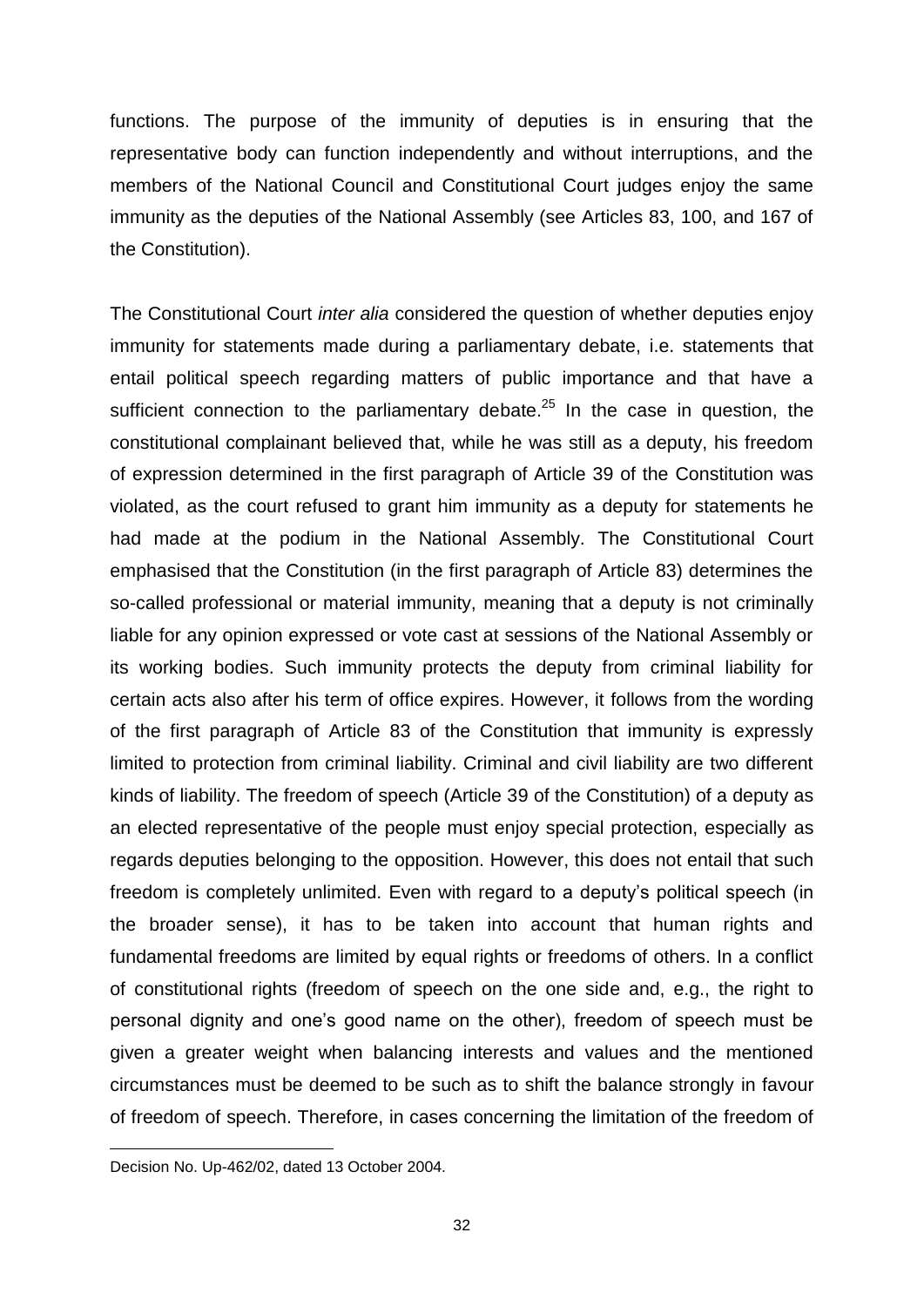functions. The purpose of the immunity of deputies is in ensuring that the representative body can function independently and without interruptions, and the members of the National Council and Constitutional Court judges enjoy the same immunity as the deputies of the National Assembly (see Articles 83, 100, and 167 of the Constitution).

The Constitutional Court *inter alia* considered the question of whether deputies enjoy immunity for statements made during a parliamentary debate, i.e. statements that entail political speech regarding matters of public importance and that have a sufficient connection to the parliamentary debate.[25] In the case in question, the constitutional complainant believed that, while he was still as a deputy, his freedom of expression determined in the first paragraph of Article 39 of the Constitution was violated, as the court refused to grant him immunity as a deputy for statements he had made at the podium in the National Assembly. The Constitutional Court emphasised that the Constitution (in the first paragraph of Article 83) determines the so-called professional or material immunity, meaning that a deputy is not criminally liable for any opinion expressed or vote cast at sessions of the National Assembly or its working bodies. Such immunity protects the deputy from criminal liability for certain acts also after his term of office expires. However, it follows from the wording of the first paragraph of Article 83 of the Constitution that immunity is expressly limited to protection from criminal liability. Criminal and civil liability are two different kinds of liability. The freedom of speech (Article 39 of the Constitution) of a deputy as an elected representative of the people must enjoy special protection, especially as regards deputies belonging to the opposition. However, this does not entail that such freedom is completely unlimited. Even with regard to a deputy's political speech (in the broader sense), it has to be taken into account that human rights and fundamental freedoms are limited by equal rights or freedoms of others. In a conflict of constitutional rights (freedom of speech on the one side and, e.g., the right to personal dignity and one's good name on the other), freedom of speech must be given a greater weight when balancing interests and values and the mentioned circumstances must be deemed to be such as to shift the balance strongly in favour of freedom of speech. Therefore, in cases concerning the limitation of the freedom of

[25] Decision No. Up-462/02, dated 13 October 2004.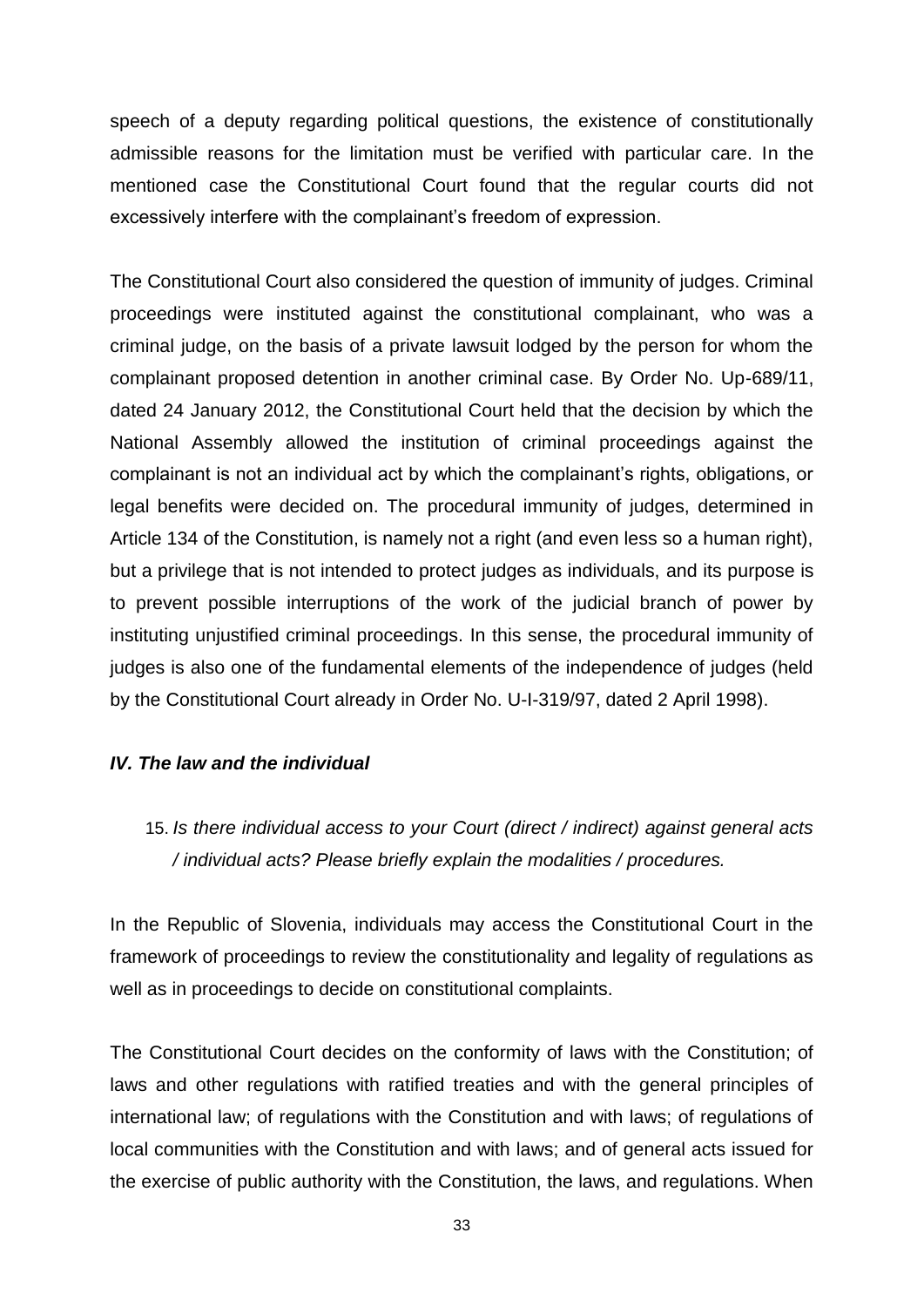speech of a deputy regarding political questions, the existence of constitutionally admissible reasons for the limitation must be verified with particular care. In the mentioned case the Constitutional Court found that the regular courts did not excessively interfere with the complainant's freedom of expression.

The Constitutional Court also considered the question of immunity of judges. Criminal proceedings were instituted against the constitutional complainant, who was a criminal judge, on the basis of a private lawsuit lodged by the person for whom the complainant proposed detention in another criminal case. By Order No. Up-689/11, dated 24 January 2012, the Constitutional Court held that the decision by which the National Assembly allowed the institution of criminal proceedings against the complainant is not an individual act by which the complainant's rights, obligations, or legal benefits were decided on. The procedural immunity of judges, determined in Article 134 of the Constitution, is namely not a right (and even less so a human right), but a privilege that is not intended to protect judges as individuals, and its purpose is to prevent possible interruptions of the work of the judicial branch of power by instituting unjustified criminal proceedings. In this sense, the procedural immunity of judges is also one of the fundamental elements of the independence of judges (held by the Constitutional Court already in Order No. U-I-319/97, dated 2 April 1998).

### *IV. The law and the individual*

15. *Is there individual access to your Court (direct / indirect) against general acts / individual acts? Please briefly explain the modalities / procedures.*

In the Republic of Slovenia, individuals may access the Constitutional Court in the framework of proceedings to review the constitutionality and legality of regulations as well as in proceedings to decide on constitutional complaints.

The Constitutional Court decides on the conformity of laws with the Constitution; of laws and other regulations with ratified treaties and with the general principles of international law; of regulations with the Constitution and with laws; of regulations of local communities with the Constitution and with laws; and of general acts issued for the exercise of public authority with the Constitution, the laws, and regulations. When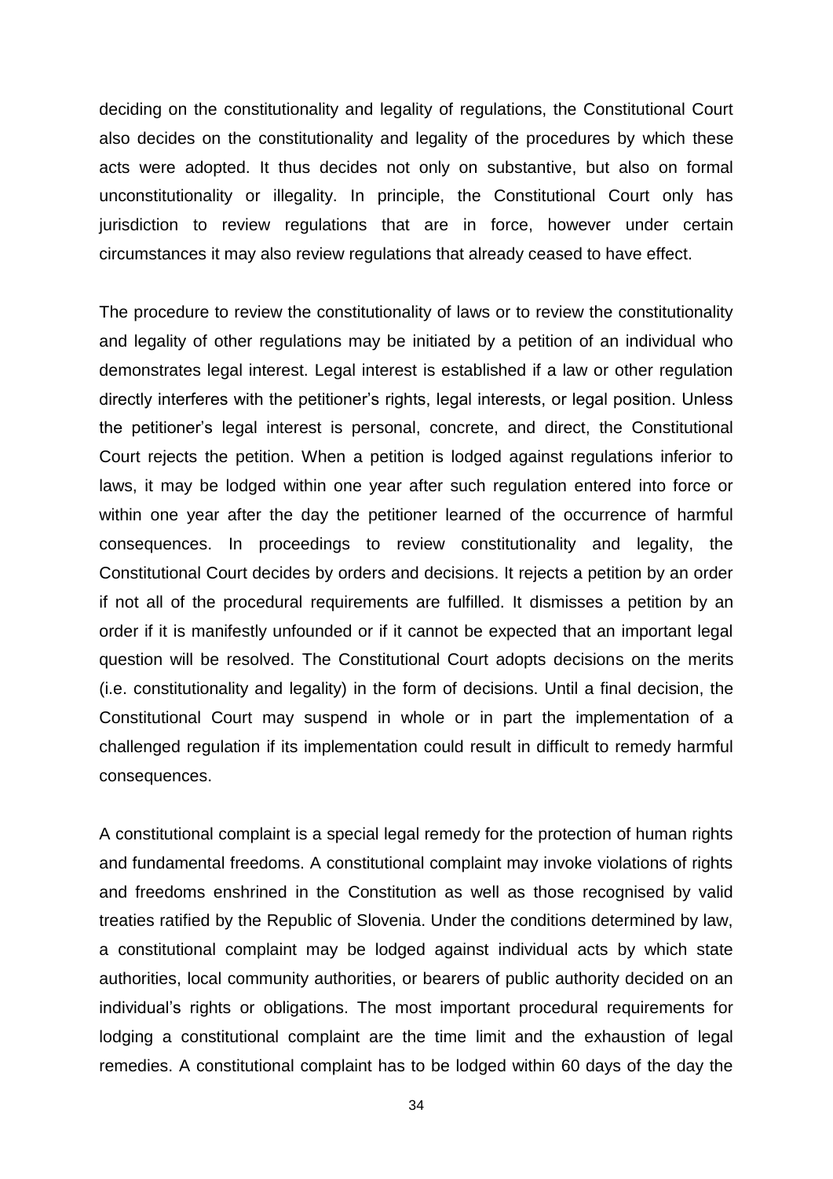deciding on the constitutionality and legality of regulations, the Constitutional Court also decides on the constitutionality and legality of the procedures by which these acts were adopted. It thus decides not only on substantive, but also on formal unconstitutionality or illegality. In principle, the Constitutional Court only has jurisdiction to review regulations that are in force, however under certain circumstances it may also review regulations that already ceased to have effect.

The procedure to review the constitutionality of laws or to review the constitutionality and legality of other regulations may be initiated by a petition of an individual who demonstrates legal interest. Legal interest is established if a law or other regulation directly interferes with the petitioner's rights, legal interests, or legal position. Unless the petitioner's legal interest is personal, concrete, and direct, the Constitutional Court rejects the petition. When a petition is lodged against regulations inferior to laws, it may be lodged within one year after such regulation entered into force or within one year after the day the petitioner learned of the occurrence of harmful consequences. In proceedings to review constitutionality and legality, the Constitutional Court decides by orders and decisions. It rejects a petition by an order if not all of the procedural requirements are fulfilled. It dismisses a petition by an order if it is manifestly unfounded or if it cannot be expected that an important legal question will be resolved. The Constitutional Court adopts decisions on the merits (i.e. constitutionality and legality) in the form of decisions. Until a final decision, the Constitutional Court may suspend in whole or in part the implementation of a challenged regulation if its implementation could result in difficult to remedy harmful consequences.

A constitutional complaint is a special legal remedy for the protection of human rights and fundamental freedoms. A constitutional complaint may invoke violations of rights and freedoms enshrined in the Constitution as well as those recognised by valid treaties ratified by the Republic of Slovenia. Under the conditions determined by law, a constitutional complaint may be lodged against individual acts by which state authorities, local community authorities, or bearers of public authority decided on an individual's rights or obligations. The most important procedural requirements for lodging a constitutional complaint are the time limit and the exhaustion of legal remedies. A constitutional complaint has to be lodged within 60 days of the day the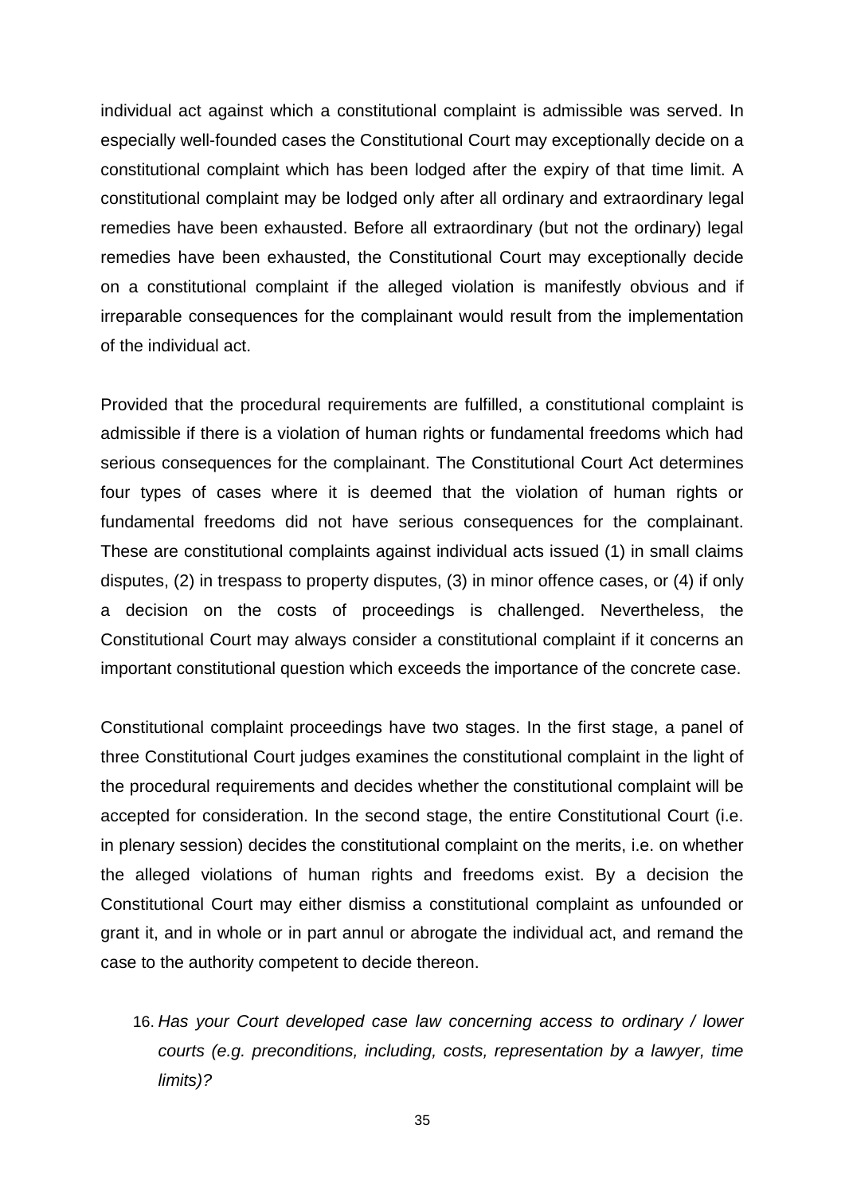individual act against which a constitutional complaint is admissible was served. In especially well-founded cases the Constitutional Court may exceptionally decide on a constitutional complaint which has been lodged after the expiry of that time limit. A constitutional complaint may be lodged only after all ordinary and extraordinary legal remedies have been exhausted. Before all extraordinary (but not the ordinary) legal remedies have been exhausted, the Constitutional Court may exceptionally decide on a constitutional complaint if the alleged violation is manifestly obvious and if irreparable consequences for the complainant would result from the implementation of the individual act.

Provided that the procedural requirements are fulfilled, a constitutional complaint is admissible if there is a violation of human rights or fundamental freedoms which had serious consequences for the complainant. The Constitutional Court Act determines four types of cases where it is deemed that the violation of human rights or fundamental freedoms did not have serious consequences for the complainant. These are constitutional complaints against individual acts issued (1) in small claims disputes, (2) in trespass to property disputes, (3) in minor offence cases, or (4) if only a decision on the costs of proceedings is challenged. Nevertheless, the Constitutional Court may always consider a constitutional complaint if it concerns an important constitutional question which exceeds the importance of the concrete case.

Constitutional complaint proceedings have two stages. In the first stage, a panel of three Constitutional Court judges examines the constitutional complaint in the light of the procedural requirements and decides whether the constitutional complaint will be accepted for consideration. In the second stage, the entire Constitutional Court (i.e. in plenary session) decides the constitutional complaint on the merits, i.e. on whether the alleged violations of human rights and freedoms exist. By a decision the Constitutional Court may either dismiss a constitutional complaint as unfounded or grant it, and in whole or in part annul or abrogate the individual act, and remand the case to the authority competent to decide thereon.

16. *Has your Court developed case law concerning access to ordinary / lower courts (e.g. preconditions, including, costs, representation by a lawyer, time limits)?*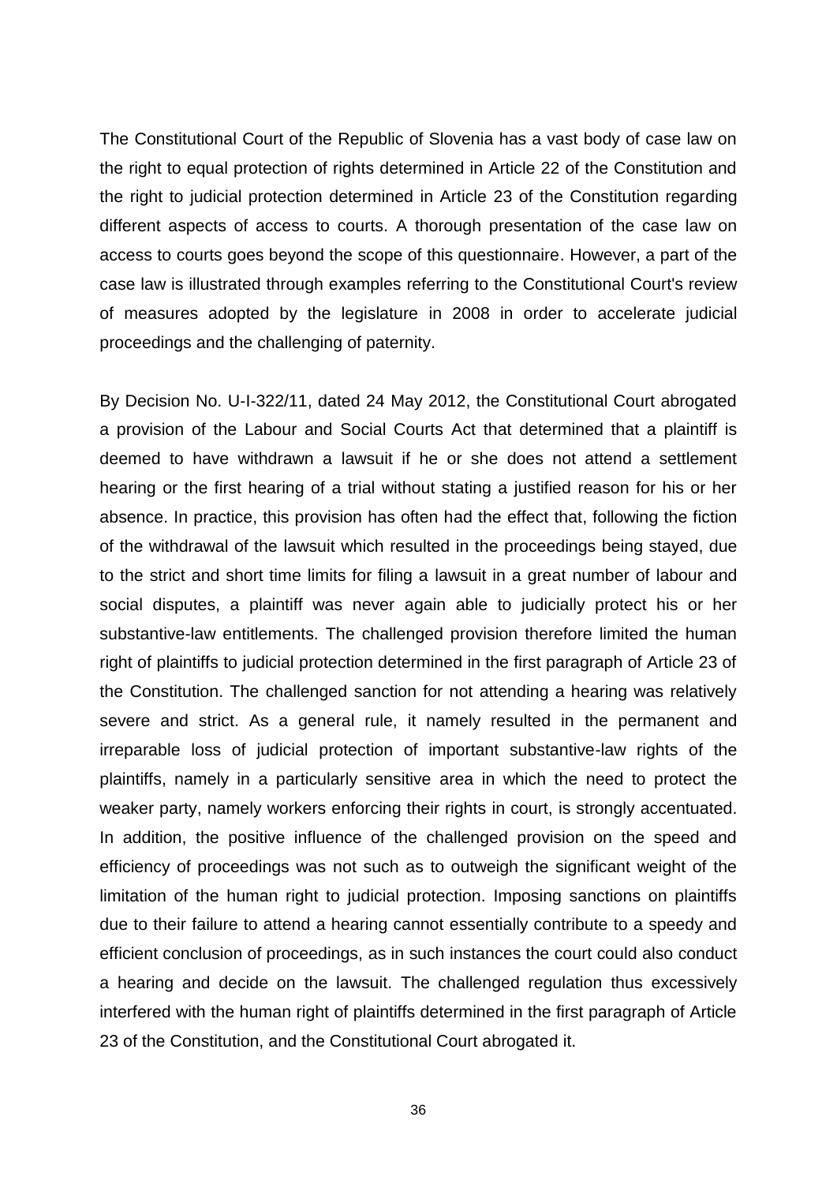The Constitutional Court of the Republic of Slovenia has a vast body of case law on the right to equal protection of rights determined in Article 22 of the Constitution and the right to judicial protection determined in Article 23 of the Constitution regarding different aspects of access to courts. A thorough presentation of the case law on access to courts goes beyond the scope of this questionnaire. However, a part of the case law is illustrated through examples referring to the Constitutional Court's review of measures adopted by the legislature in 2008 in order to accelerate judicial proceedings and the challenging of paternity.

By Decision No. U-I-322/11, dated 24 May 2012, the Constitutional Court abrogated a provision of the Labour and Social Courts Act that determined that a plaintiff is deemed to have withdrawn a lawsuit if he or she does not attend a settlement hearing or the first hearing of a trial without stating a justified reason for his or her absence. In practice, this provision has often had the effect that, following the fiction of the withdrawal of the lawsuit which resulted in the proceedings being stayed, due to the strict and short time limits for filing a lawsuit in a great number of labour and social disputes, a plaintiff was never again able to judicially protect his or her substantive-law entitlements. The challenged provision therefore limited the human right of plaintiffs to judicial protection determined in the first paragraph of Article 23 of the Constitution. The challenged sanction for not attending a hearing was relatively severe and strict. As a general rule, it namely resulted in the permanent and irreparable loss of judicial protection of important substantive-law rights of the plaintiffs, namely in a particularly sensitive area in which the need to protect the weaker party, namely workers enforcing their rights in court, is strongly accentuated. In addition, the positive influence of the challenged provision on the speed and efficiency of proceedings was not such as to outweigh the significant weight of the limitation of the human right to judicial protection. Imposing sanctions on plaintiffs due to their failure to attend a hearing cannot essentially contribute to a speedy and efficient conclusion of proceedings, as in such instances the court could also conduct a hearing and decide on the lawsuit. The challenged regulation thus excessively interfered with the human right of plaintiffs determined in the first paragraph of Article 23 of the Constitution, and the Constitutional Court abrogated it.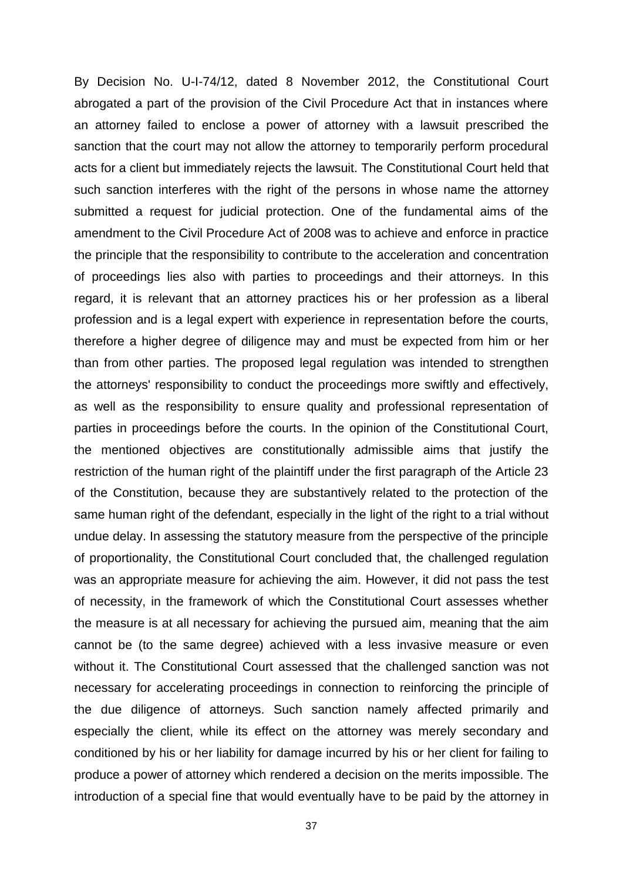By Decision No. U-I-74/12, dated 8 November 2012, the Constitutional Court abrogated a part of the provision of the Civil Procedure Act that in instances where an attorney failed to enclose a power of attorney with a lawsuit prescribed the sanction that the court may not allow the attorney to temporarily perform procedural acts for a client but immediately rejects the lawsuit. The Constitutional Court held that such sanction interferes with the right of the persons in whose name the attorney submitted a request for judicial protection. One of the fundamental aims of the amendment to the Civil Procedure Act of 2008 was to achieve and enforce in practice the principle that the responsibility to contribute to the acceleration and concentration of proceedings lies also with parties to proceedings and their attorneys. In this regard, it is relevant that an attorney practices his or her profession as a liberal profession and is a legal expert with experience in representation before the courts, therefore a higher degree of diligence may and must be expected from him or her than from other parties. The proposed legal regulation was intended to strengthen the attorneys' responsibility to conduct the proceedings more swiftly and effectively, as well as the responsibility to ensure quality and professional representation of parties in proceedings before the courts. In the opinion of the Constitutional Court, the mentioned objectives are constitutionally admissible aims that justify the restriction of the human right of the plaintiff under the first paragraph of the Article 23 of the Constitution, because they are substantively related to the protection of the same human right of the defendant, especially in the light of the right to a trial without undue delay. In assessing the statutory measure from the perspective of the principle of proportionality, the Constitutional Court concluded that, the challenged regulation was an appropriate measure for achieving the aim. However, it did not pass the test of necessity, in the framework of which the Constitutional Court assesses whether the measure is at all necessary for achieving the pursued aim, meaning that the aim cannot be (to the same degree) achieved with a less invasive measure or even without it. The Constitutional Court assessed that the challenged sanction was not necessary for accelerating proceedings in connection to reinforcing the principle of the due diligence of attorneys. Such sanction namely affected primarily and especially the client, while its effect on the attorney was merely secondary and conditioned by his or her liability for damage incurred by his or her client for failing to produce a power of attorney which rendered a decision on the merits impossible. The introduction of a special fine that would eventually have to be paid by the attorney in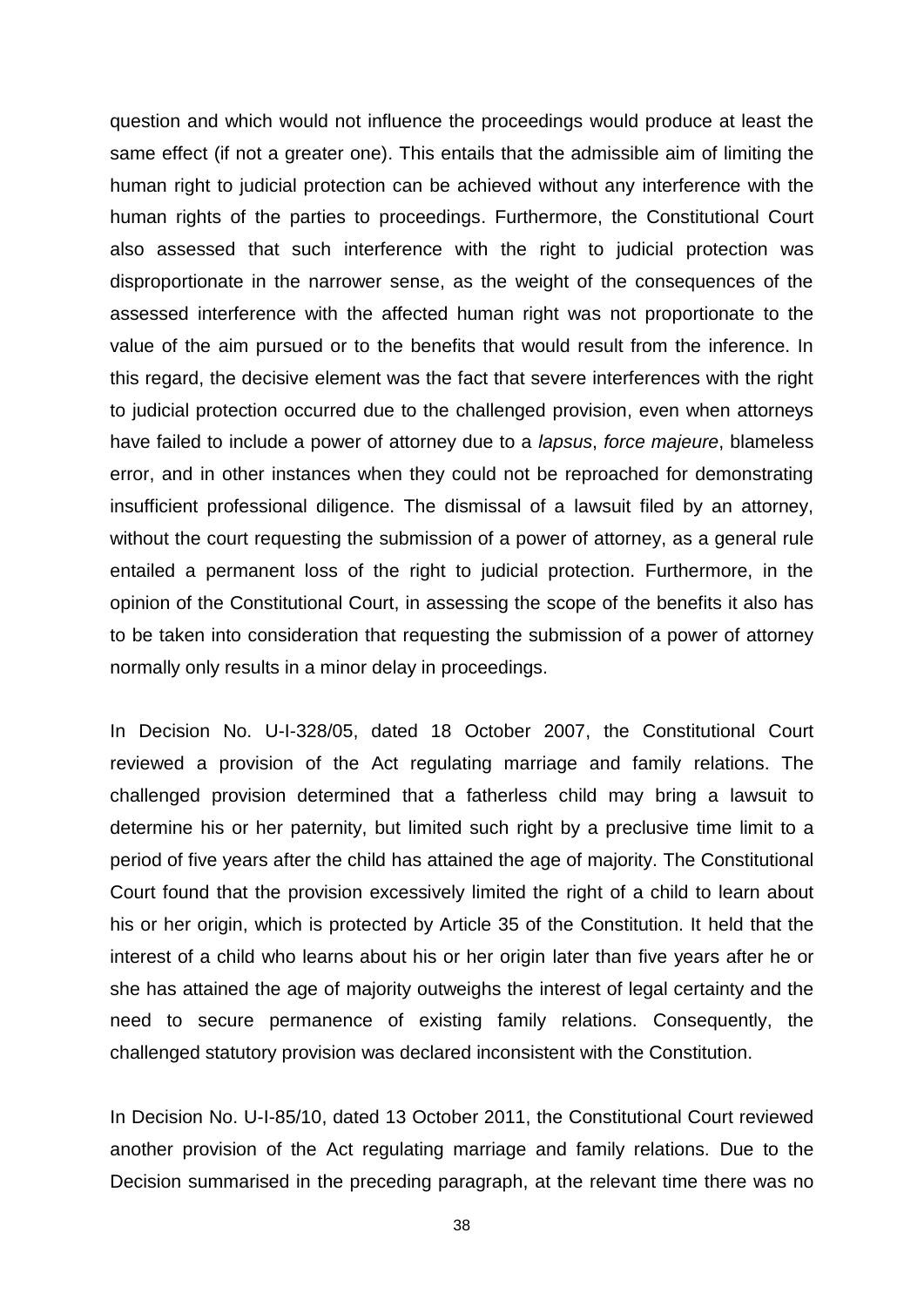question and which would not influence the proceedings would produce at least the same effect (if not a greater one). This entails that the admissible aim of limiting the human right to judicial protection can be achieved without any interference with the human rights of the parties to proceedings. Furthermore, the Constitutional Court also assessed that such interference with the right to judicial protection was disproportionate in the narrower sense, as the weight of the consequences of the assessed interference with the affected human right was not proportionate to the value of the aim pursued or to the benefits that would result from the inference. In this regard, the decisive element was the fact that severe interferences with the right to judicial protection occurred due to the challenged provision, even when attorneys have failed to include a power of attorney due to a *lapsus*, *force majeure*, blameless error, and in other instances when they could not be reproached for demonstrating insufficient professional diligence. The dismissal of a lawsuit filed by an attorney, without the court requesting the submission of a power of attorney, as a general rule entailed a permanent loss of the right to judicial protection. Furthermore, in the opinion of the Constitutional Court, in assessing the scope of the benefits it also has to be taken into consideration that requesting the submission of a power of attorney normally only results in a minor delay in proceedings.

In Decision No. U-I-328/05, dated 18 October 2007, the Constitutional Court reviewed a provision of the Act regulating marriage and family relations. The challenged provision determined that a fatherless child may bring a lawsuit to determine his or her paternity, but limited such right by a preclusive time limit to a period of five years after the child has attained the age of majority. The Constitutional Court found that the provision excessively limited the right of a child to learn about his or her origin, which is protected by Article 35 of the Constitution. It held that the interest of a child who learns about his or her origin later than five years after he or she has attained the age of majority outweighs the interest of legal certainty and the need to secure permanence of existing family relations. Consequently, the challenged statutory provision was declared inconsistent with the Constitution.

In Decision No. U-I-85/10, dated 13 October 2011, the Constitutional Court reviewed another provision of the Act regulating marriage and family relations. Due to the Decision summarised in the preceding paragraph, at the relevant time there was no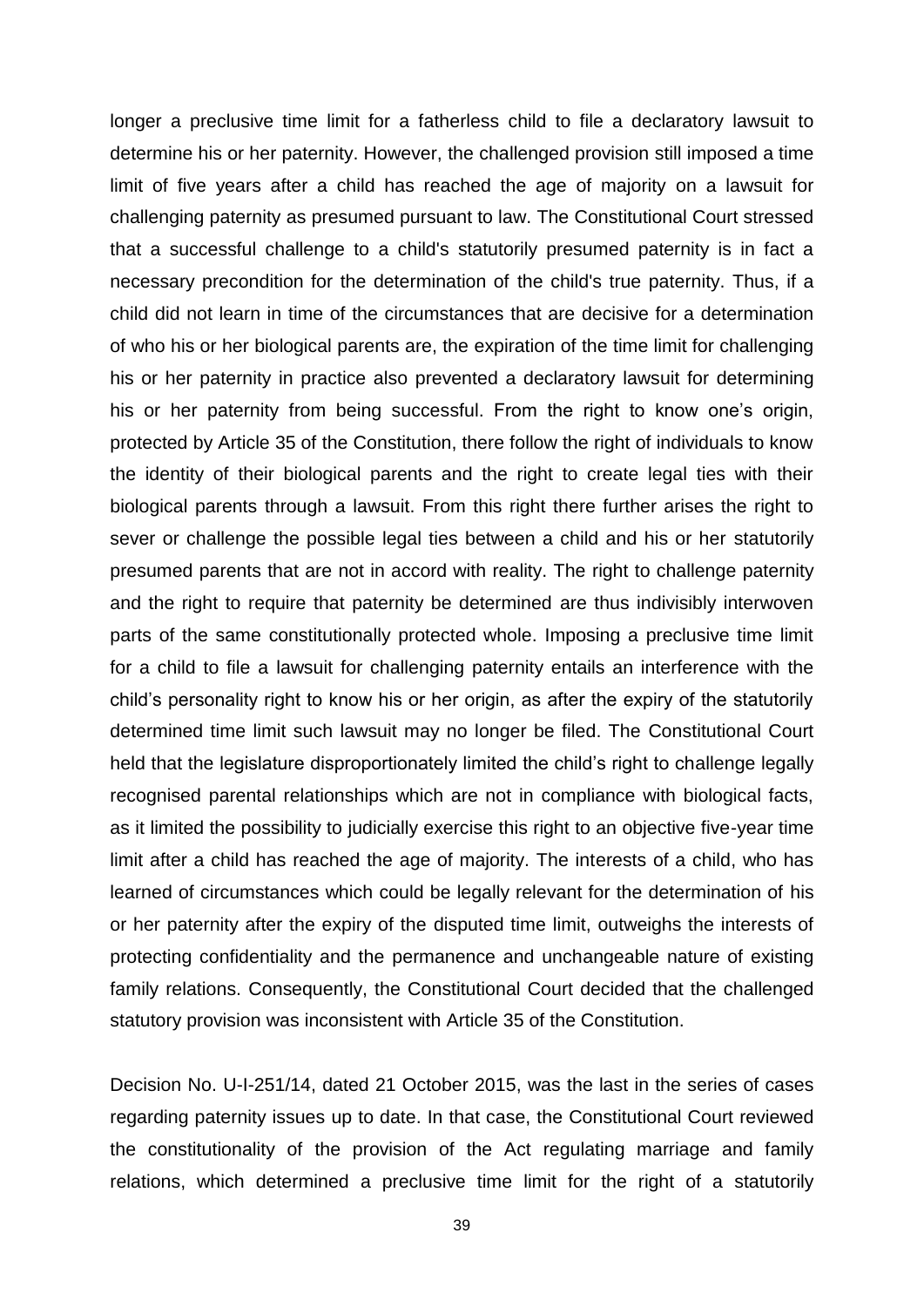longer a preclusive time limit for a fatherless child to file a declaratory lawsuit to determine his or her paternity. However, the challenged provision still imposed a time limit of five years after a child has reached the age of majority on a lawsuit for challenging paternity as presumed pursuant to law. The Constitutional Court stressed that a successful challenge to a child's statutorily presumed paternity is in fact a necessary precondition for the determination of the child's true paternity. Thus, if a child did not learn in time of the circumstances that are decisive for a determination of who his or her biological parents are, the expiration of the time limit for challenging his or her paternity in practice also prevented a declaratory lawsuit for determining his or her paternity from being successful. From the right to know one's origin, protected by Article 35 of the Constitution, there follow the right of individuals to know the identity of their biological parents and the right to create legal ties with their biological parents through a lawsuit. From this right there further arises the right to sever or challenge the possible legal ties between a child and his or her statutorily presumed parents that are not in accord with reality. The right to challenge paternity and the right to require that paternity be determined are thus indivisibly interwoven parts of the same constitutionally protected whole. Imposing a preclusive time limit for a child to file a lawsuit for challenging paternity entails an interference with the child's personality right to know his or her origin, as after the expiry of the statutorily determined time limit such lawsuit may no longer be filed. The Constitutional Court held that the legislature disproportionately limited the child's right to challenge legally recognised parental relationships which are not in compliance with biological facts, as it limited the possibility to judicially exercise this right to an objective five-year time limit after a child has reached the age of majority. The interests of a child, who has learned of circumstances which could be legally relevant for the determination of his or her paternity after the expiry of the disputed time limit, outweighs the interests of protecting confidentiality and the permanence and unchangeable nature of existing family relations. Consequently, the Constitutional Court decided that the challenged statutory provision was inconsistent with Article 35 of the Constitution.

Decision No. U-I-251/14, dated 21 October 2015, was the last in the series of cases regarding paternity issues up to date. In that case, the Constitutional Court reviewed the constitutionality of the provision of the Act regulating marriage and family relations, which determined a preclusive time limit for the right of a statutorily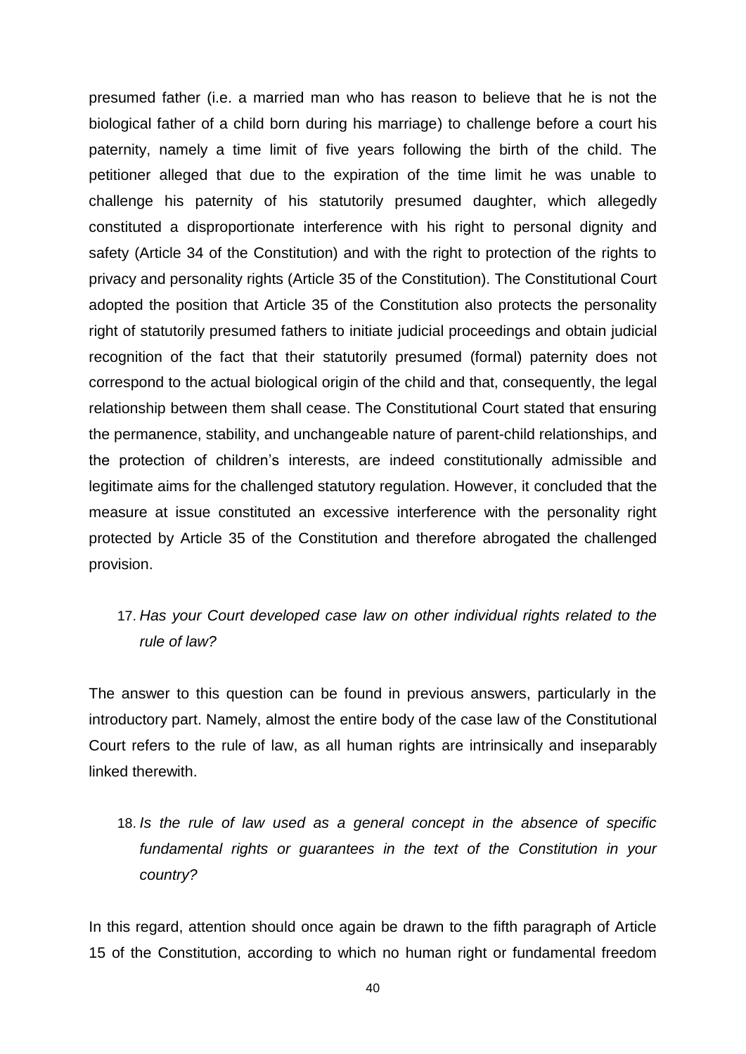presumed father (i.e. a married man who has reason to believe that he is not the biological father of a child born during his marriage) to challenge before a court his paternity, namely a time limit of five years following the birth of the child. The petitioner alleged that due to the expiration of the time limit he was unable to challenge his paternity of his statutorily presumed daughter, which allegedly constituted a disproportionate interference with his right to personal dignity and safety (Article 34 of the Constitution) and with the right to protection of the rights to privacy and personality rights (Article 35 of the Constitution). The Constitutional Court adopted the position that Article 35 of the Constitution also protects the personality right of statutorily presumed fathers to initiate judicial proceedings and obtain judicial recognition of the fact that their statutorily presumed (formal) paternity does not correspond to the actual biological origin of the child and that, consequently, the legal relationship between them shall cease. The Constitutional Court stated that ensuring the permanence, stability, and unchangeable nature of parent-child relationships, and the protection of children's interests, are indeed constitutionally admissible and legitimate aims for the challenged statutory regulation. However, it concluded that the measure at issue constituted an excessive interference with the personality right protected by Article 35 of the Constitution and therefore abrogated the challenged provision.

17. *Has your Court developed case law on other individual rights related to the rule of law?*

The answer to this question can be found in previous answers, particularly in the introductory part. Namely, almost the entire body of the case law of the Constitutional Court refers to the rule of law, as all human rights are intrinsically and inseparably linked therewith.

18. *Is the rule of law used as a general concept in the absence of specific fundamental rights or guarantees in the text of the Constitution in your country?*

In this regard, attention should once again be drawn to the fifth paragraph of Article 15 of the Constitution, according to which no human right or fundamental freedom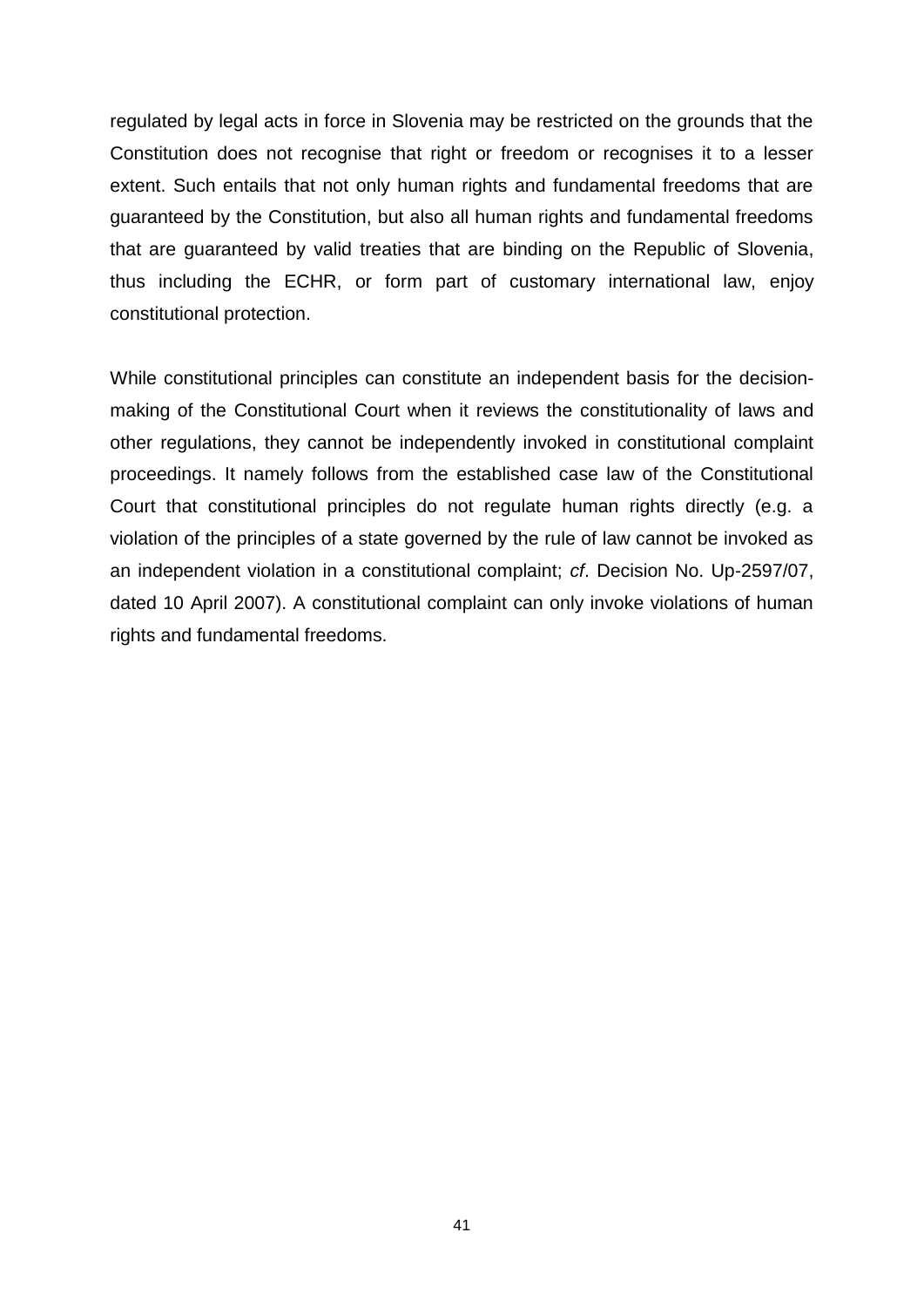regulated by legal acts in force in Slovenia may be restricted on the grounds that the Constitution does not recognise that right or freedom or recognises it to a lesser extent. Such entails that not only human rights and fundamental freedoms that are guaranteed by the Constitution, but also all human rights and fundamental freedoms that are guaranteed by valid treaties that are binding on the Republic of Slovenia, thus including the ECHR, or form part of customary international law, enjoy constitutional protection.

While constitutional principles can constitute an independent basis for the decision-making of the Constitutional Court when it reviews the constitutionality of laws and other regulations, they cannot be independently invoked in constitutional complaint proceedings. It namely follows from the established case law of the Constitutional Court that constitutional principles do not regulate human rights directly (e.g. a violation of the principles of a state governed by the rule of law cannot be invoked as an independent violation in a constitutional complaint; *cf*. Decision No. Up-2597/07, dated 10 April 2007). A constitutional complaint can only invoke violations of human rights and fundamental freedoms.